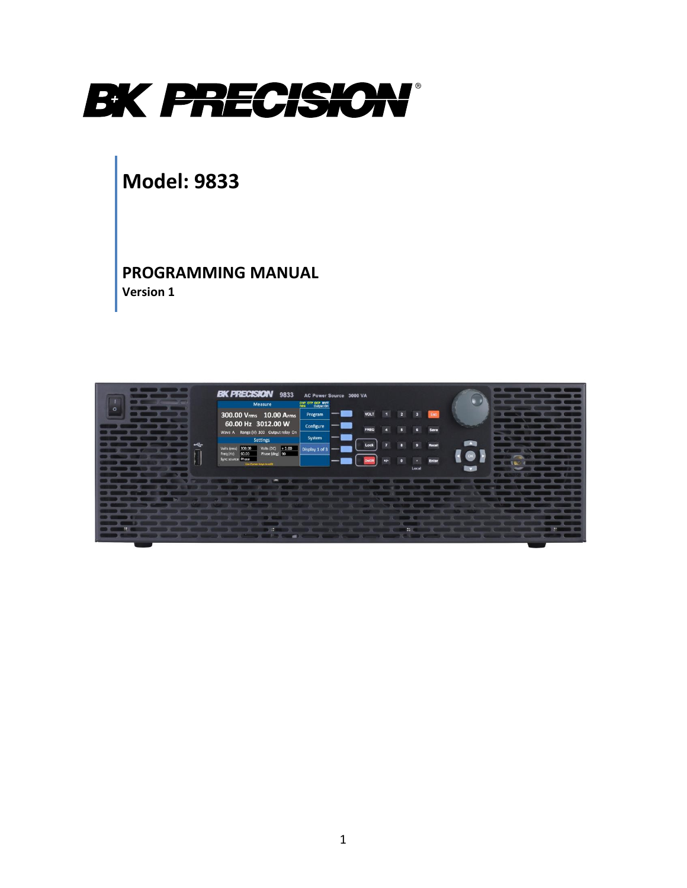# Model: 9833

## PROGRAMMING MANUAL

**Version 1**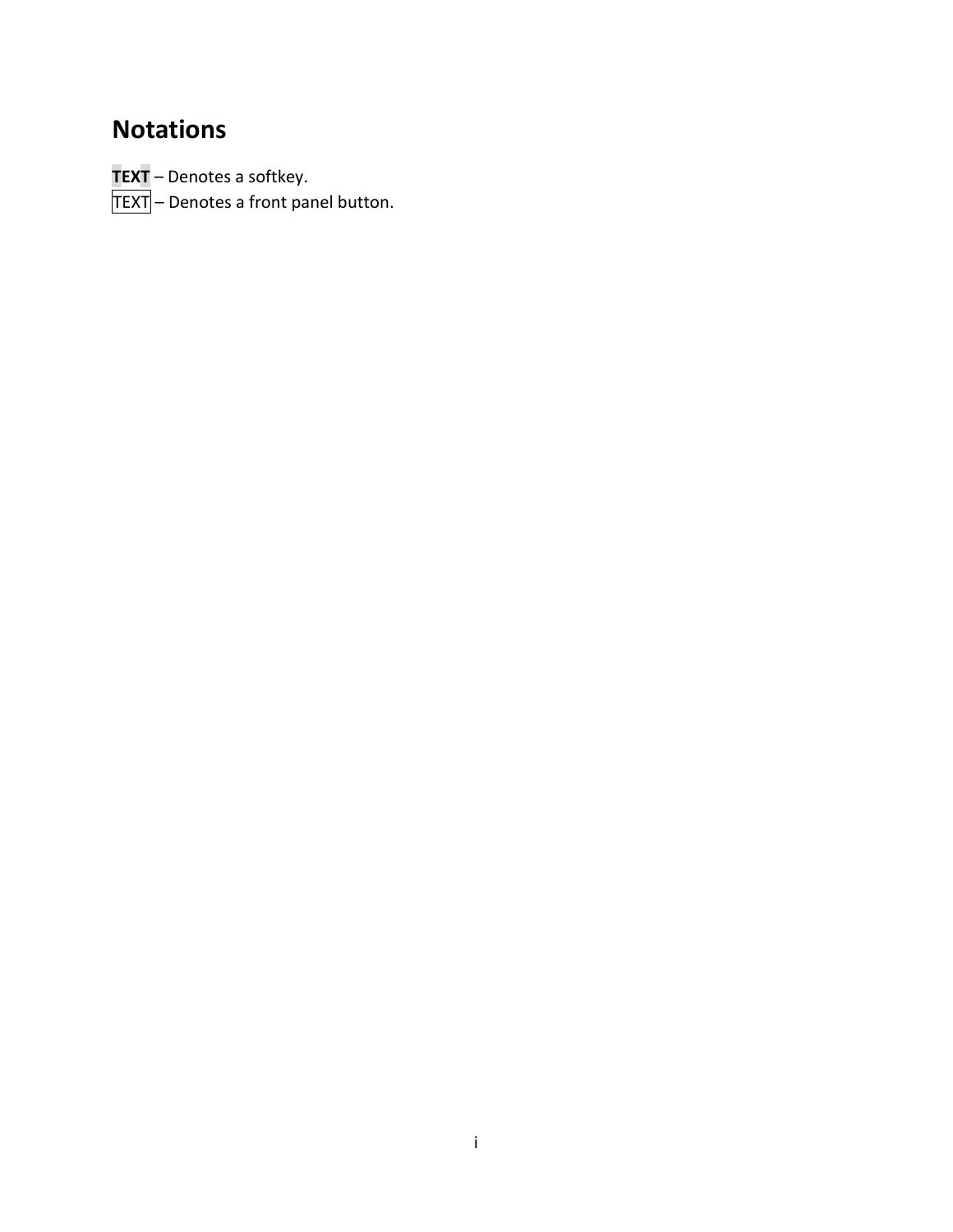# Notations

**TEXT** – Denotes a softkey.
TEXT – Denotes a front panel button.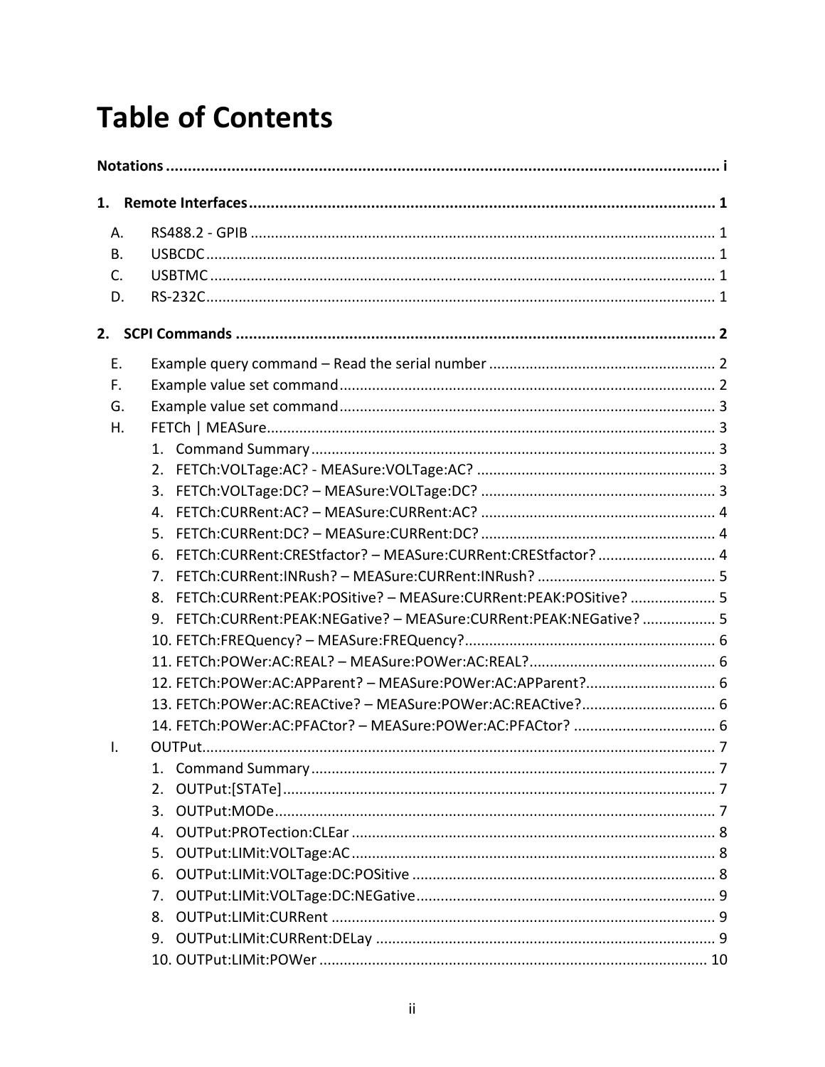# Table of Contents

**Notations ........................................................................................................................ i**

**1. Remote Interfaces ........................................................................................................ 1**

- A. RS488.2 - GPIB ........................................................................................................ 1
- B. USBCDC .................................................................................................................. 1
- C. USBTMC .................................................................................................................. 1
- D. RS-232C ................................................................................................................... 1

**2. SCPI Commands ........................................................................................................... 2**

- E. Example query command – Read the serial number ................................................. 2
- F. Example value set command .................................................................................... 2
- G. Example value set command .................................................................................... 3
- H. FETCh | MEASure ..................................................................................................... 3
  1. Command Summary ............................................................................................ 3
  2. FETCh:VOLTage:AC? - MEASure:VOLTage:AC? .................................................. 3
  3. FETCh:VOLTage:DC? – MEASure:VOLTage:DC? ................................................. 3
  4. FETCh:CURRent:AC? – MEASure:CURRent:AC? ................................................. 4
  5. FETCh:CURRent:DC? – MEASure:CURRent:DC? ................................................. 4
  6. FETCh:CURRent:CREStfactor? – MEASure:CURRent:CREStfactor? ..................... 4
  7. FETCh:CURRent:INRush? – MEASure:CURRent:INRush? ...................................... 5
  8. FETCh:CURRent:PEAK:POSitive? – MEASure:CURRent:PEAK:POSitive? ............. 5
  9. FETCh:CURRent:PEAK:NEGative? – MEASure:CURRent:PEAK:NEGative? .......... 5
  10. FETCh:FREQuency? – MEASure:FREQuency? ..................................................... 6
  11. FETCh:POWer:AC:REAL? – MEASure:POWer:AC:REAL? ..................................... 6
  12. FETCh:POWer:AC:APParent? – MEASure:POWer:AC:APParent? ......................... 6
  13. FETCh:POWer:AC:REACtive? – MEASure:POWer:AC:REACtive? .......................... 6
  14. FETCh:POWer:AC:PFACtor? – MEASure:POWer:AC:PFACtor? ............................ 6
- I. OUTPut ..................................................................................................................... 7
  1. Command Summary ............................................................................................ 7
  2. OUTPut:[STATe] .................................................................................................. 7
  3. OUTPut:MODe ..................................................................................................... 7
  4. OUTPut:PROTection:CLEar .................................................................................. 8
  5. OUTPut:LIMit:VOLTage:AC ................................................................................... 8
  6. OUTPut:LIMit:VOLTage:DC:POSitive .................................................................... 8
  7. OUTPut:LIMit:VOLTage:DC:NEGative ................................................................... 9
  8. OUTPut:LIMit:CURRent ....................................................................................... 9
  9. OUTPut:LIMit:CURRent:DELay ............................................................................ 9
  10. OUTPut:LIMit:POWer ......................................................................................... 10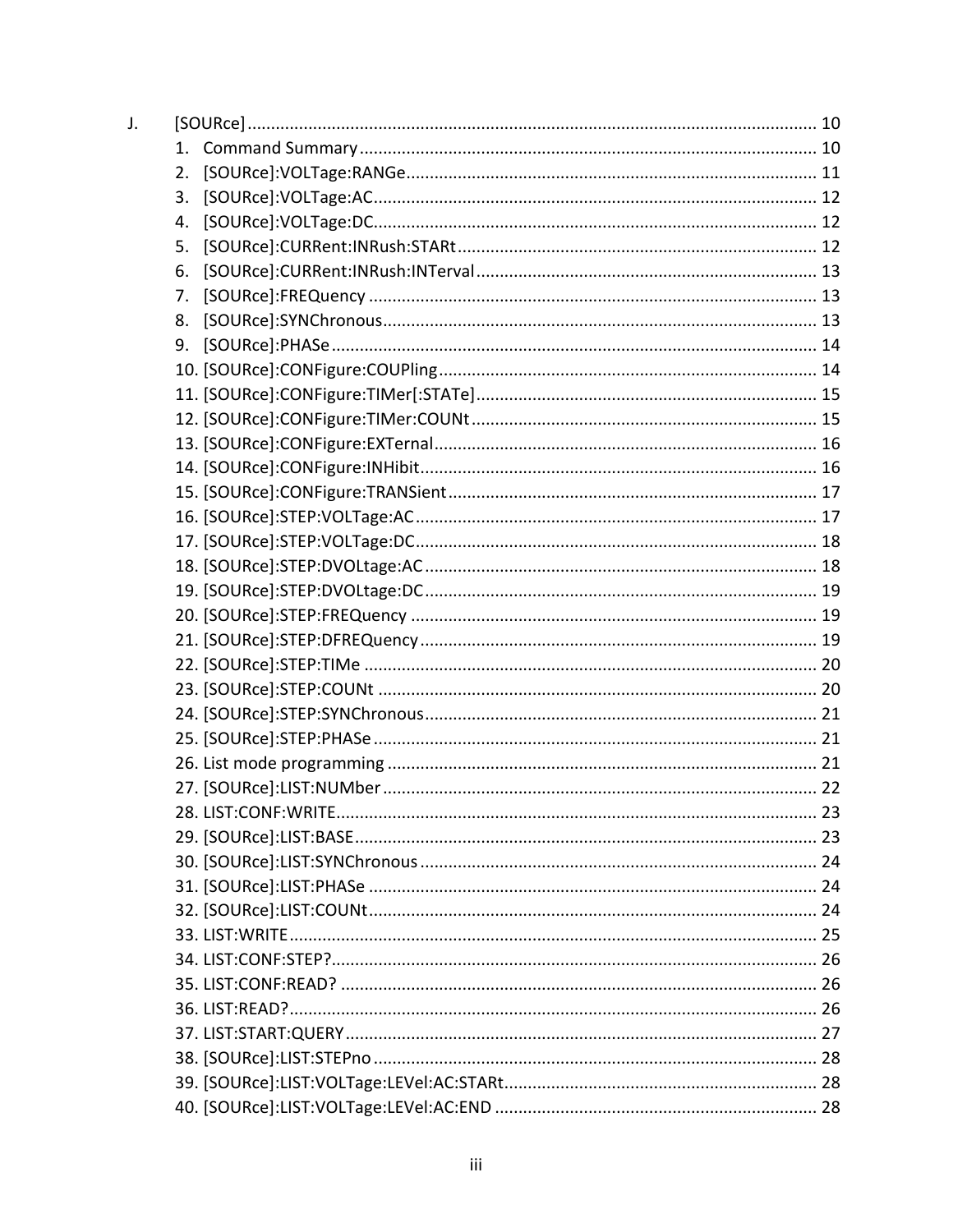J. [SOURce] ........................................................................................................................ 10

1. Command Summary ................................................................................................ 10
2. [SOURce]:VOLTage:RANGe...................................................................................... 11
3. [SOURce]:VOLTage:AC............................................................................................. 12
4. [SOURce]:VOLTage:DC............................................................................................. 12
5. [SOURce]:CURRent:INRush:STARt........................................................................... 12
6. [SOURce]:CURRent:INRush:INTerval........................................................................ 13
7. [SOURce]:FREQuency .............................................................................................. 13
8. [SOURce]:SYNChronous........................................................................................... 13
9. [SOURce]:PHASe...................................................................................................... 14
10. [SOURce]:CONFigure:COUPling............................................................................... 14
11. [SOURce]:CONFigure:TIMer[:STATe]........................................................................ 15
12. [SOURce]:CONFigure:TIMer:COUNt......................................................................... 15
13. [SOURce]:CONFigure:EXTernal................................................................................ 16
14. [SOURce]:CONFigure:INHibit................................................................................... 16
15. [SOURce]:CONFigure:TRANSient............................................................................. 17
16. [SOURce]:STEP:VOLTage:AC.................................................................................... 17
17. [SOURce]:STEP:VOLTage:DC.................................................................................... 18
18. [SOURce]:STEP:DVOLtage:AC.................................................................................. 18
19. [SOURce]:STEP:DVOLtage:DC.................................................................................. 19
20. [SOURce]:STEP:FREQuency ..................................................................................... 19
21. [SOURce]:STEP:DFREQuency................................................................................... 19
22. [SOURce]:STEP:TIMe ............................................................................................... 20
23. [SOURce]:STEP:COUNt ............................................................................................ 20
24. [SOURce]:STEP:SYNChronous.................................................................................. 21
25. [SOURce]:STEP:PHASe............................................................................................. 21
26. List mode programming .......................................................................................... 21
27. [SOURce]:LIST:NUMber........................................................................................... 22
28. LIST:CONF:WRITE..................................................................................................... 23
29. [SOURce]:LIST:BASE................................................................................................. 23
30. [SOURce]:LIST:SYNChronous................................................................................... 24
31. [SOURce]:LIST:PHASe .............................................................................................. 24
32. [SOURce]:LIST:COUNt.............................................................................................. 24
33. LIST:WRITE............................................................................................................... 25
34. LIST:CONF:STEP?...................................................................................................... 26
35. LIST:CONF:READ? .................................................................................................... 26
36. LIST:READ?............................................................................................................... 26
37. LIST:START:QUERY................................................................................................... 27
38. [SOURce]:LIST:STEPno ............................................................................................. 28
39. [SOURce]:LIST:VOLTage:LEVel:AC:STARt.................................................................. 28
40. [SOURce]:LIST:VOLTage:LEVel:AC:END ................................................................... 28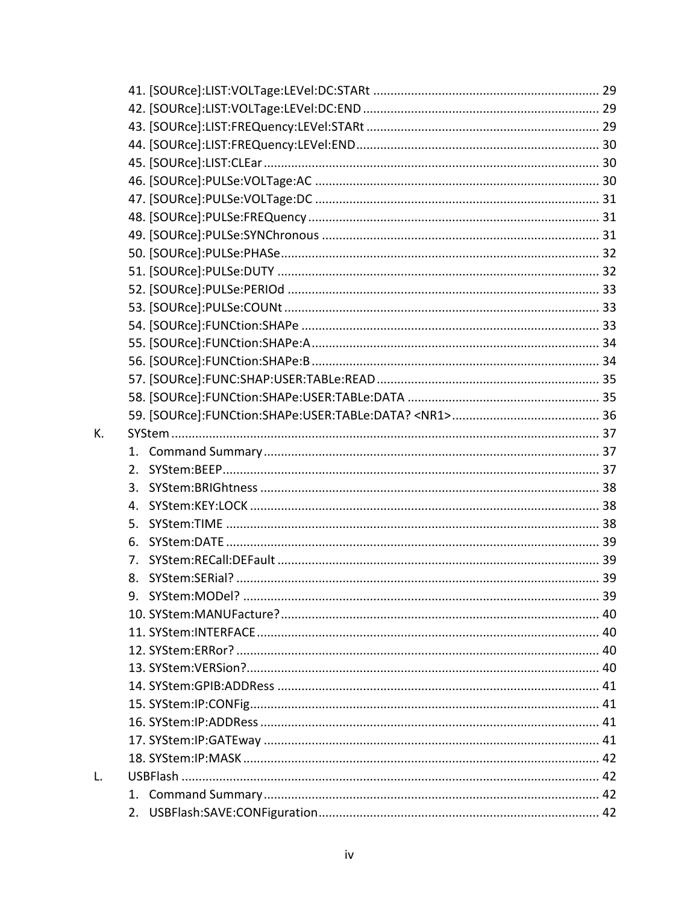41. [SOURce]:LIST:VOLTage:LEVel:DC:STARt ..... 29
42. [SOURce]:LIST:VOLTage:LEVel:DC:END ..... 29
43. [SOURce]:LIST:FREQuency:LEVel:STARt ..... 29
44. [SOURce]:LIST:FREQuency:LEVel:END ..... 30
45. [SOURce]:LIST:CLEar ..... 30
46. [SOURce]:PULSe:VOLTage:AC ..... 30
47. [SOURce]:PULSe:VOLTage:DC ..... 31
48. [SOURce]:PULSe:FREQuency ..... 31
49. [SOURce]:PULSe:SYNChronous ..... 31
50. [SOURce]:PULSe:PHASe ..... 32
51. [SOURce]:PULSe:DUTY ..... 32
52. [SOURce]:PULSe:PERIOd ..... 33
53. [SOURce]:PULSe:COUNt ..... 33
54. [SOURce]:FUNCtion:SHAPe ..... 33
55. [SOURce]:FUNCtion:SHAPe:A ..... 34
56. [SOURce]:FUNCtion:SHAPe:B ..... 34
57. [SOURce]:FUNC:SHAP:USER:TABLe:READ ..... 35
58. [SOURce]:FUNCtion:SHAPe:USER:TABLe:DATA ..... 35
59. [SOURce]:FUNCtion:SHAPe:USER:TABLe:DATA? <NR1> ..... 36

K. SYStem ..... 37
1. Command Summary ..... 37
2. SYStem:BEEP ..... 37
3. SYStem:BRIGhtness ..... 38
4. SYStem:KEY:LOCK ..... 38
5. SYStem:TIME ..... 38
6. SYStem:DATE ..... 39
7. SYStem:RECall:DEFault ..... 39
8. SYStem:SERial? ..... 39
9. SYStem:MODel? ..... 39
10. SYStem:MANUFacture? ..... 40
11. SYStem:INTERFACE ..... 40
12. SYStem:ERRor? ..... 40
13. SYStem:VERSion? ..... 40
14. SYStem:GPIB:ADDRess ..... 41
15. SYStem:IP:CONFig ..... 41
16. SYStem:IP:ADDRess ..... 41
17. SYStem:IP:GATEway ..... 41
18. SYStem:IP:MASK ..... 42

L. USBFlash ..... 42
1. Command Summary ..... 42
2. USBFlash:SAVE:CONFiguration ..... 42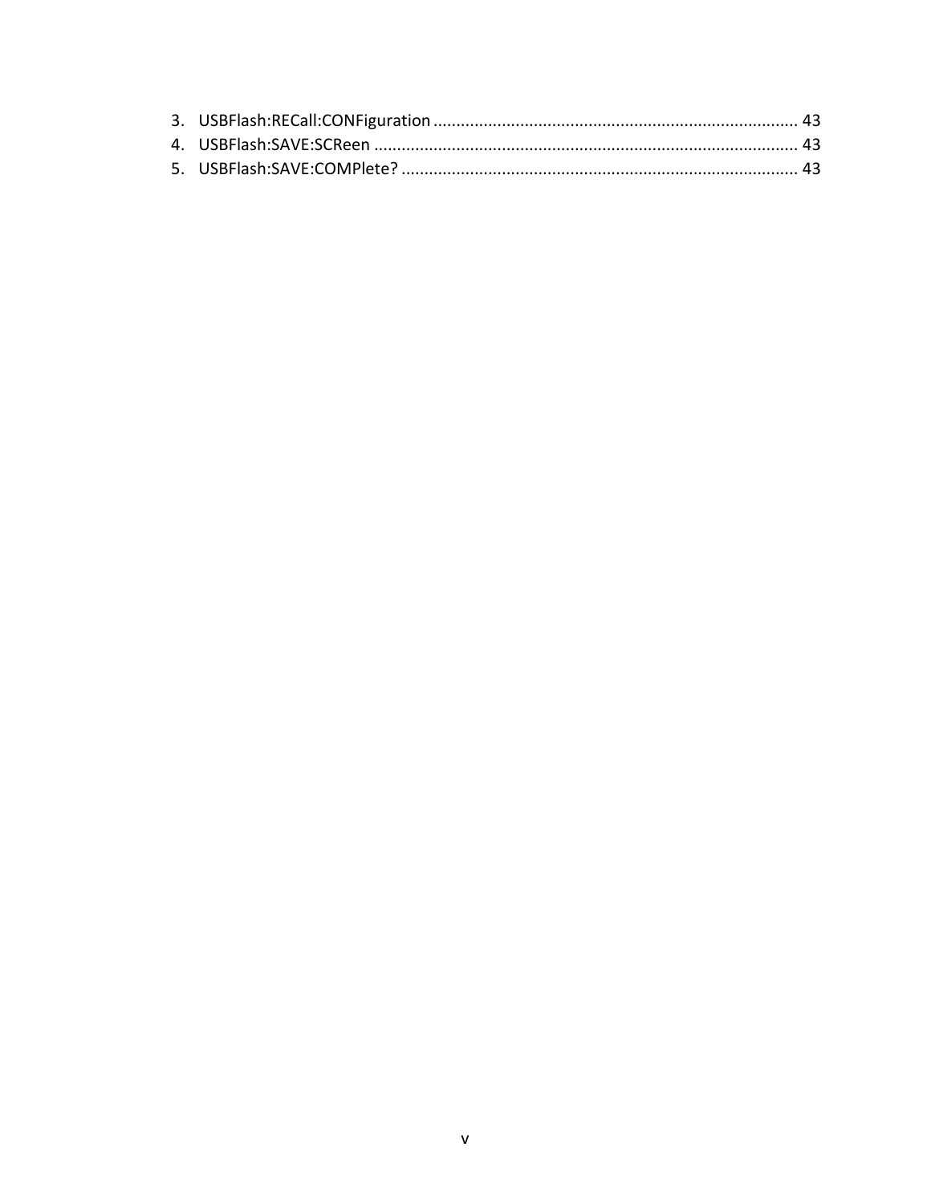3. USBFlash:RECall:CONFiguration ............................................................................... 43
4. USBFlash:SAVE:SCReen ........................................................................................... 43
5. USBFlash:SAVE:COMPlete? ...................................................................................... 43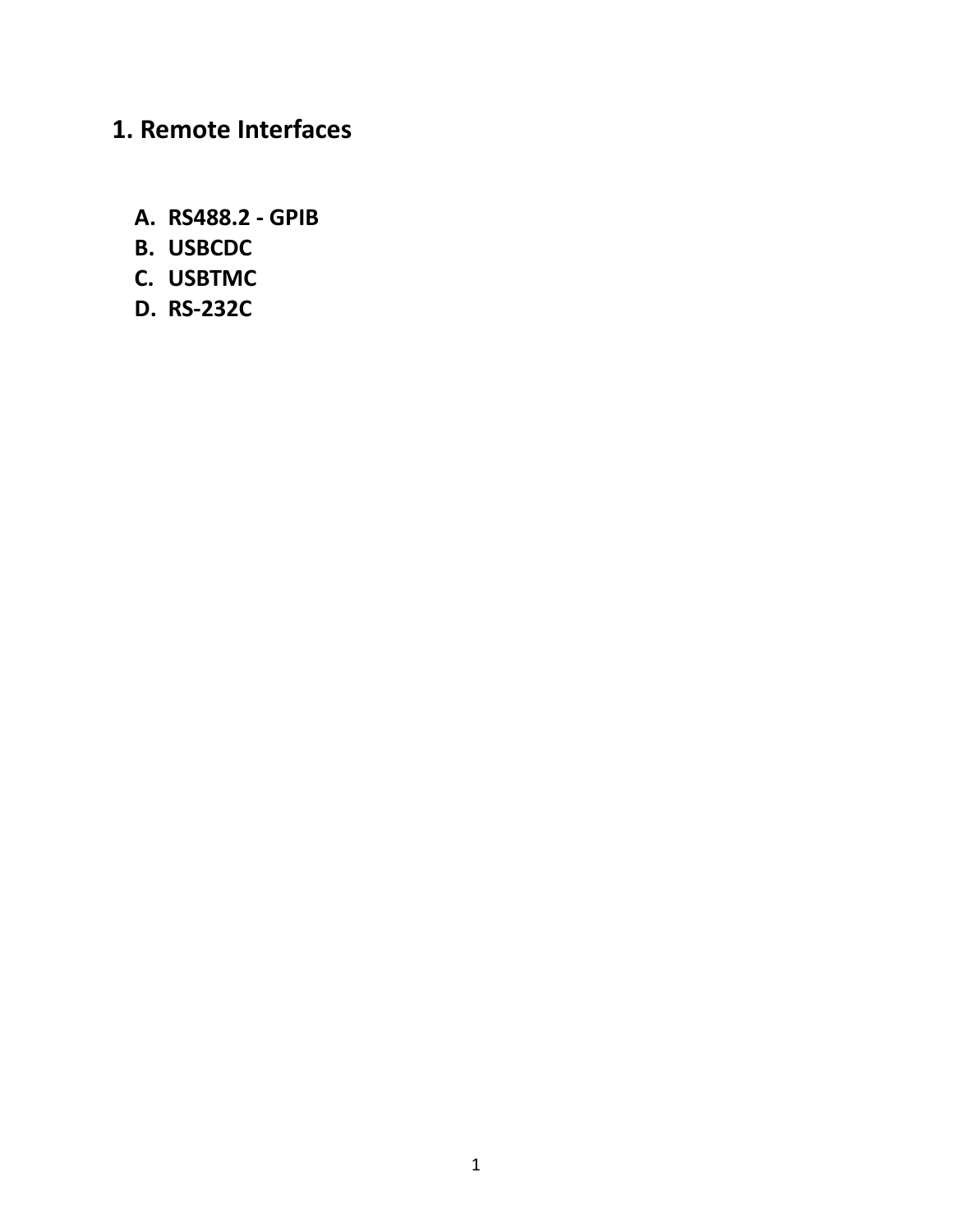# 1. Remote Interfaces

A. **RS488.2 - GPIB**
B. **USBCDC**
C. **USBTMC**
D. **RS-232C**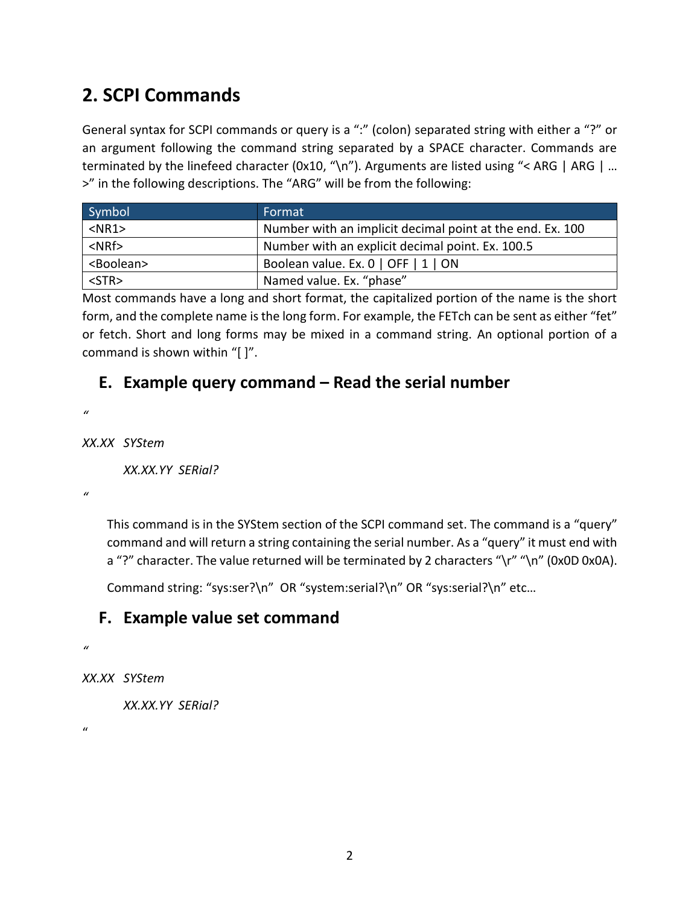## 2. SCPI Commands

General syntax for SCPI commands or query is a “:” (colon) separated string with either a “?” or an argument following the command string separated by a SPACE character. Commands are terminated by the linefeed character (0x10, “\n”). Arguments are listed using “< ARG | ARG | … >” in the following descriptions. The “ARG” will be from the following:

| Symbol | Format |
| --- | --- |
| <NR1> | Number with an implicit decimal point at the end. Ex. 100 |
| <NRf> | Number with an explicit decimal point. Ex. 100.5 |
| <Boolean> | Boolean value. Ex. 0 \| OFF \| 1 \| ON |
| <STR> | Named value. Ex. “phase” |

Most commands have a long and short format, the capitalized portion of the name is the short form, and the complete name is the long form. For example, the FETch can be sent as either “fet” or fetch. Short and long forms may be mixed in a command string. An optional portion of a command is shown within “[ ]”.

### E. Example query command – Read the serial number

“

*XX.XX SYStem*

*XX.XX.YY SERial?*

“

This command is in the SYStem section of the SCPI command set. The command is a “query” command and will return a string containing the serial number. As a “query” it must end with a “?” character. The value returned will be terminated by 2 characters “\r” “\n” (0x0D 0x0A).

Command string: “sys:ser?\n” OR “system:serial?\n” OR “sys:serial?\n” etc…

### F. Example value set command

“

*XX.XX SYStem*

*XX.XX.YY SERial?*

“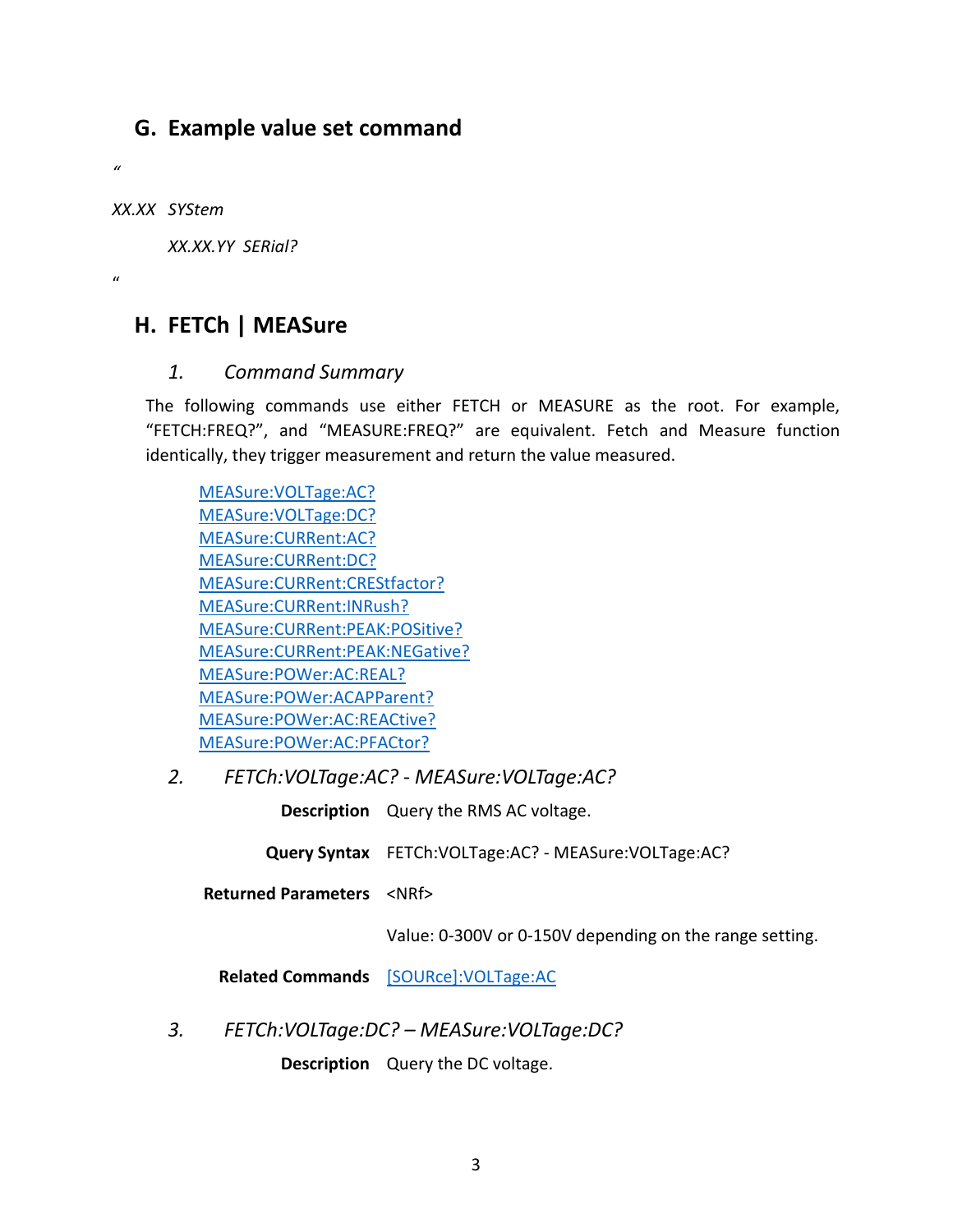## G. Example value set command

*"*

*XX.XX SYStem*

*XX.XX.YY SERial?*

*"*

## H. FETCh | MEASure

### *1. Command Summary*

The following commands use either FETCH or MEASURE as the root. For example, "FETCH:FREQ?", and "MEASURE:FREQ?" are equivalent. Fetch and Measure function identically, they trigger measurement and return the value measured.

MEASure:VOLTage:AC?
MEASure:VOLTage:DC?
MEASure:CURRent:AC?
MEASure:CURRent:DC?
MEASure:CURRent:CREStfactor?
MEASure:CURRent:INRush?
MEASure:CURRent:PEAK:POSitive?
MEASure:CURRent:PEAK:NEGative?
MEASure:POWer:AC:REAL?
MEASure:POWer:ACAPParent?
MEASure:POWer:AC:REACtive?
MEASure:POWer:AC:PFACtor?

### *2. FETCh:VOLTage:AC? - MEASure:VOLTage:AC?*

**Description** Query the RMS AC voltage.

**Query Syntax** FETCh:VOLTage:AC? - MEASure:VOLTage:AC?

**Returned Parameters** <NRf>

Value: 0-300V or 0-150V depending on the range setting.

**Related Commands** [SOURce]:VOLTage:AC

### *3. FETCh:VOLTage:DC? – MEASure:VOLTage:DC?*

**Description** Query the DC voltage.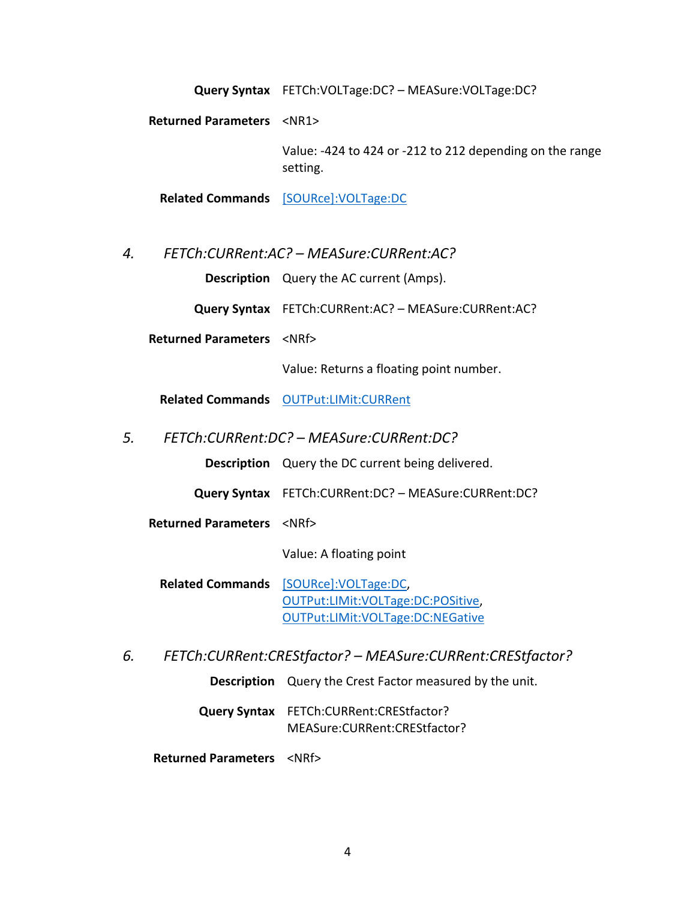**Query Syntax** FETCh:VOLTage:DC? – MEASure:VOLTage:DC?

**Returned Parameters** <NR1>

Value: -424 to 424 or -212 to 212 depending on the range setting.

**Related Commands** [SOURce]:VOLTage:DC

### *4. FETCh:CURRent:AC? – MEASure:CURRent:AC?*

**Description** Query the AC current (Amps).

**Query Syntax** FETCh:CURRent:AC? – MEASure:CURRent:AC?

**Returned Parameters** <NRf>

Value: Returns a floating point number.

**Related Commands** OUTPut:LIMit:CURRent

### *5. FETCh:CURRent:DC? – MEASure:CURRent:DC?*

**Description** Query the DC current being delivered.

**Query Syntax** FETCh:CURRent:DC? – MEASure:CURRent:DC?

**Returned Parameters** <NRf>

Value: A floating point

**Related Commands** [SOURce]:VOLTage:DC, OUTPut:LIMit:VOLTage:DC:POSitive, OUTPut:LIMit:VOLTage:DC:NEGative

### *6. FETCh:CURRent:CREStfactor? – MEASure:CURRent:CREStfactor?*

**Description** Query the Crest Factor measured by the unit.

**Query Syntax** FETCh:CURRent:CREStfactor?
MEASure:CURRent:CREStfactor?

**Returned Parameters** <NRf>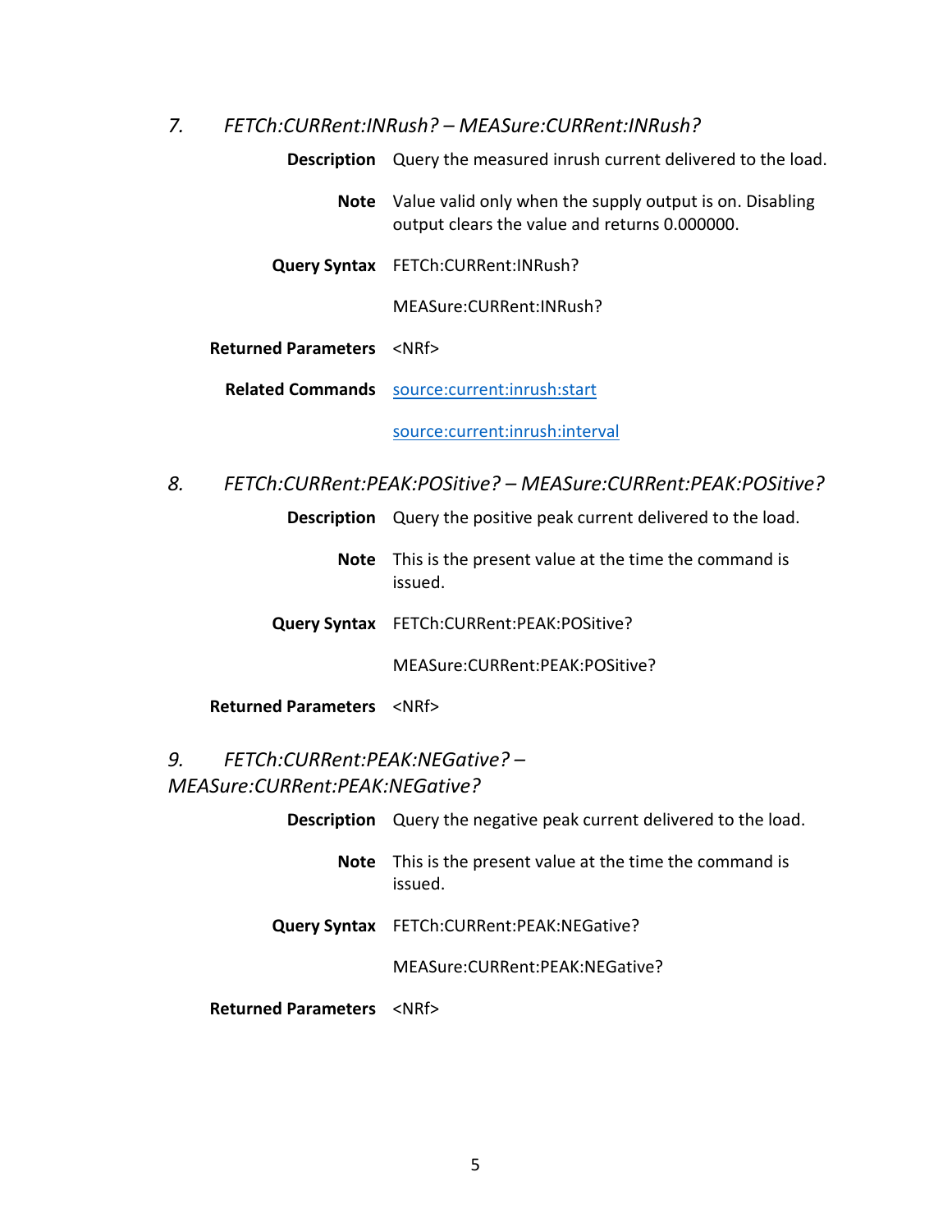### *7. FETCh:CURRent:INRush? – MEASure:CURRent:INRush?*

**Description** Query the measured inrush current delivered to the load.

**Note** Value valid only when the supply output is on. Disabling output clears the value and returns 0.000000.

**Query Syntax** FETCh:CURRent:INRush?

MEASure:CURRent:INRush?

**Returned Parameters** <NRf>

**Related Commands** source:current:inrush:start

source:current:inrush:interval

### *8. FETCh:CURRent:PEAK:POSitive? – MEASure:CURRent:PEAK:POSitive?*

**Description** Query the positive peak current delivered to the load.

**Note** This is the present value at the time the command is issued.

**Query Syntax** FETCh:CURRent:PEAK:POSitive?

MEASure:CURRent:PEAK:POSitive?

**Returned Parameters** <NRf>

### *9. FETCh:CURRent:PEAK:NEGative? – MEASure:CURRent:PEAK:NEGative?*

**Description** Query the negative peak current delivered to the load.

**Note** This is the present value at the time the command is issued.

**Query Syntax** FETCh:CURRent:PEAK:NEGative?

MEASure:CURRent:PEAK:NEGative?

**Returned Parameters** <NRf>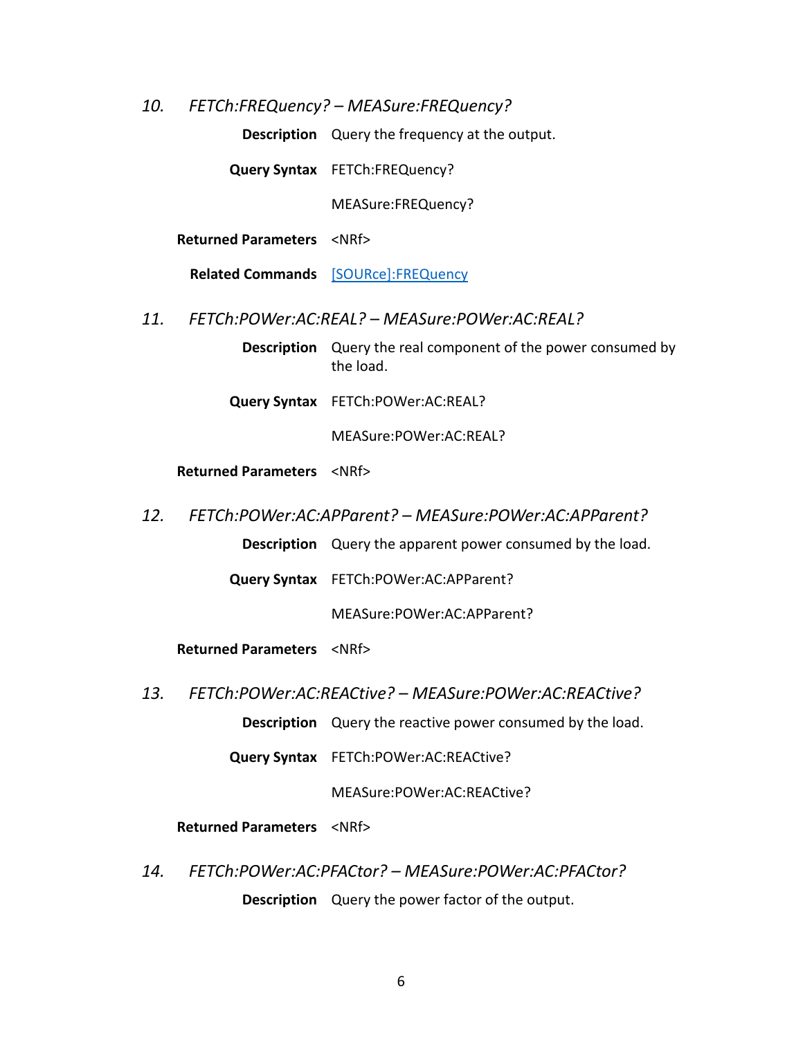### *10. FETCh:FREQuency? – MEASure:FREQuency?*

**Description** Query the frequency at the output.

**Query Syntax** FETCh:FREQuency?

MEASure:FREQuency?

**Returned Parameters** <NRf>

**Related Commands** [SOURce]:FREQuency

### *11. FETCh:POWer:AC:REAL? – MEASure:POWer:AC:REAL?*

**Description** Query the real component of the power consumed by the load.

**Query Syntax** FETCh:POWer:AC:REAL?

MEASure:POWer:AC:REAL?

**Returned Parameters** <NRf>

### *12. FETCh:POWer:AC:APParent? – MEASure:POWer:AC:APParent?*

**Description** Query the apparent power consumed by the load.

**Query Syntax** FETCh:POWer:AC:APParent?

MEASure:POWer:AC:APParent?

**Returned Parameters** <NRf>

### *13. FETCh:POWer:AC:REACtive? – MEASure:POWer:AC:REACtive?*

**Description** Query the reactive power consumed by the load.

**Query Syntax** FETCh:POWer:AC:REACtive?

MEASure:POWer:AC:REACtive?

**Returned Parameters** <NRf>

### *14. FETCh:POWer:AC:PFACtor? – MEASure:POWer:AC:PFACtor?*

**Description** Query the power factor of the output.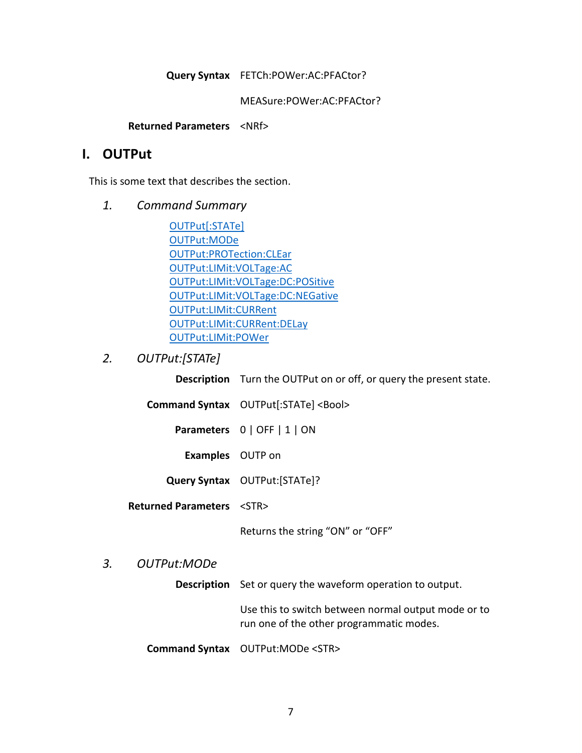**Query Syntax** FETCh:POWer:AC:PFACtor?

MEASure:POWer:AC:PFACtor?

**Returned Parameters** <NRf>

# I. OUTPut

This is some text that describes the section.

## 1. *Command Summary*

[OUTPut[:STATe]](#)
[OUTPut:MODe](#)
[OUTPut:PROTection:CLEar](#)
[OUTPut:LIMit:VOLTage:AC](#)
[OUTPut:LIMit:VOLTage:DC:POSitive](#)
[OUTPut:LIMit:VOLTage:DC:NEGative](#)
[OUTPut:LIMit:CURRent](#)
[OUTPut:LIMit:CURRent:DELay](#)
[OUTPut:LIMit:POWer](#)

## 2. *OUTPut:[STATe]*

**Description** Turn the OUTPut on or off, or query the present state.

**Command Syntax** OUTPut[:STATe] <Bool>

**Parameters** 0 | OFF | 1 | ON

**Examples** OUTP on

**Query Syntax** OUTPut:[STATe]?

**Returned Parameters** <STR>

Returns the string “ON” or “OFF”

## 3. *OUTPut:MODe*

**Description** Set or query the waveform operation to output.

Use this to switch between normal output mode or to run one of the other programmatic modes.

**Command Syntax** OUTPut:MODe <STR>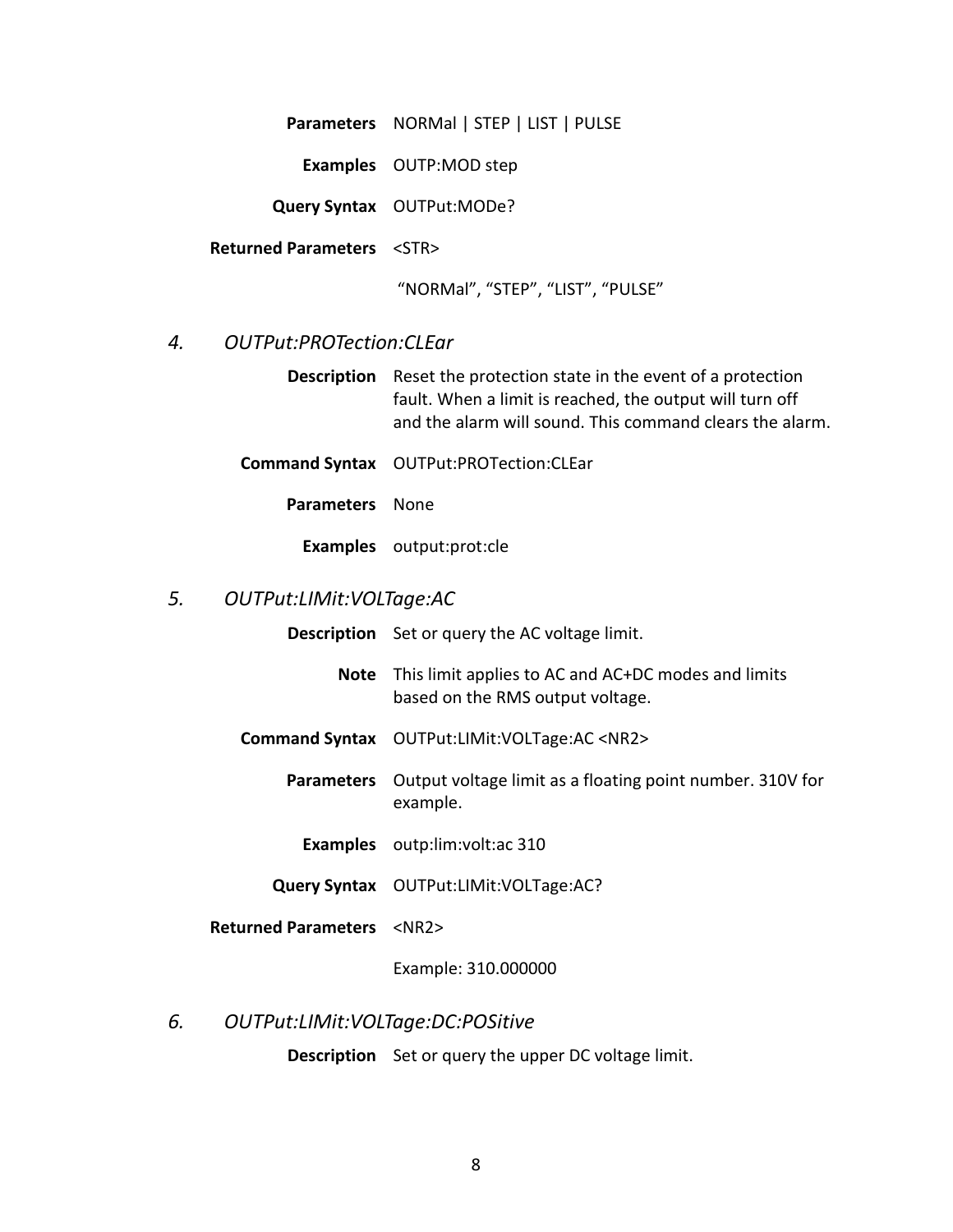**Parameters** NORMal | STEP | LIST | PULSE

**Examples** OUTP:MOD step

**Query Syntax** OUTPut:MODe?

**Returned Parameters** <STR>

"NORMal", "STEP", "LIST", "PULSE"

### *4. OUTPut:PROTection:CLEar*

**Description** Reset the protection state in the event of a protection fault. When a limit is reached, the output will turn off and the alarm will sound. This command clears the alarm.

**Command Syntax** OUTPut:PROTection:CLEar

**Parameters** None

**Examples** output:prot:cle

### *5. OUTPut:LIMit:VOLTage:AC*

**Description** Set or query the AC voltage limit.

**Note** This limit applies to AC and AC+DC modes and limits based on the RMS output voltage.

**Command Syntax** OUTPut:LIMit:VOLTage:AC <NR2>

**Parameters** Output voltage limit as a floating point number. 310V for example.

**Examples** outp:lim:volt:ac 310

**Query Syntax** OUTPut:LIMit:VOLTage:AC?

**Returned Parameters** <NR2>

Example: 310.000000

### *6. OUTPut:LIMit:VOLTage:DC:POSitive*

**Description** Set or query the upper DC voltage limit.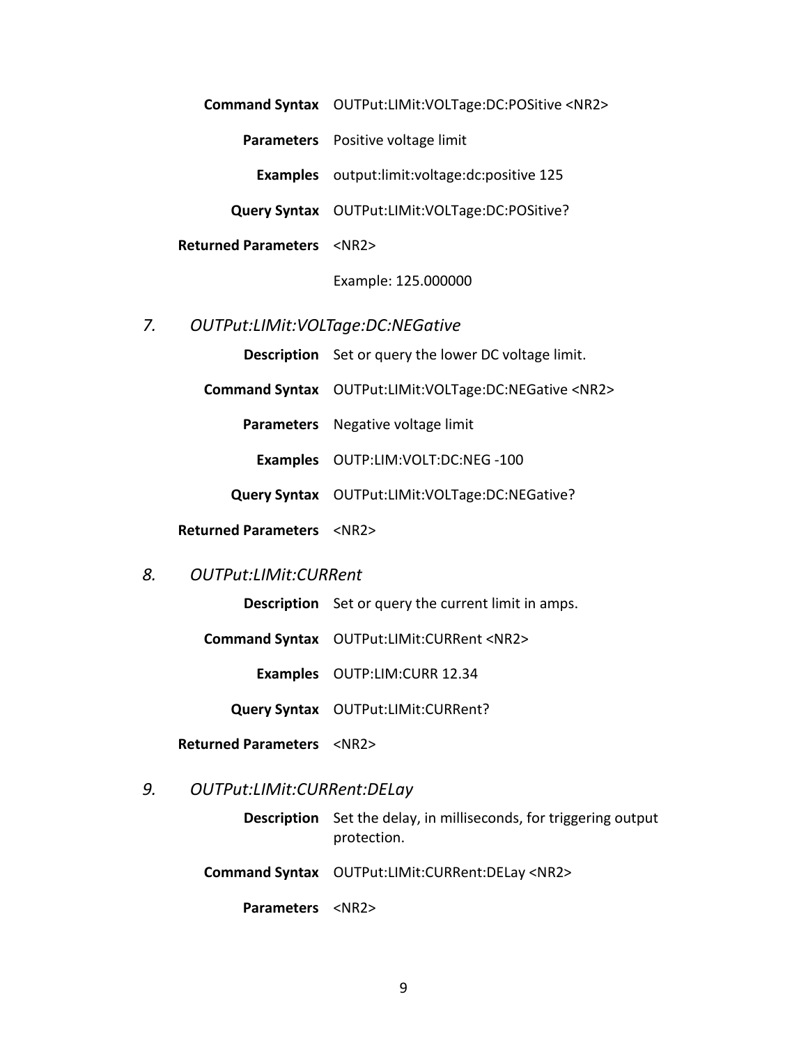**Command Syntax** OUTPut:LIMit:VOLTage:DC:POSitive <NR2>

**Parameters** Positive voltage limit

**Examples** output:limit:voltage:dc:positive 125

**Query Syntax** OUTPut:LIMit:VOLTage:DC:POSitive?

**Returned Parameters** <NR2>

Example: 125.000000

7. *OUTPut:LIMit:VOLTage:DC:NEGative*

**Description** Set or query the lower DC voltage limit.

**Command Syntax** OUTPut:LIMit:VOLTage:DC:NEGative <NR2>

**Parameters** Negative voltage limit

**Examples** OUTP:LIM:VOLT:DC:NEG -100

**Query Syntax** OUTPut:LIMit:VOLTage:DC:NEGative?

**Returned Parameters** <NR2>

8. *OUTPut:LIMit:CURRent*

**Description** Set or query the current limit in amps.

**Command Syntax** OUTPut:LIMit:CURRent <NR2>

**Examples** OUTP:LIM:CURR 12.34

**Query Syntax** OUTPut:LIMit:CURRent?

**Returned Parameters** <NR2>

9. *OUTPut:LIMit:CURRent:DELay*

**Description** Set the delay, in milliseconds, for triggering output protection.

**Command Syntax** OUTPut:LIMit:CURRent:DELay <NR2>

**Parameters** <NR2>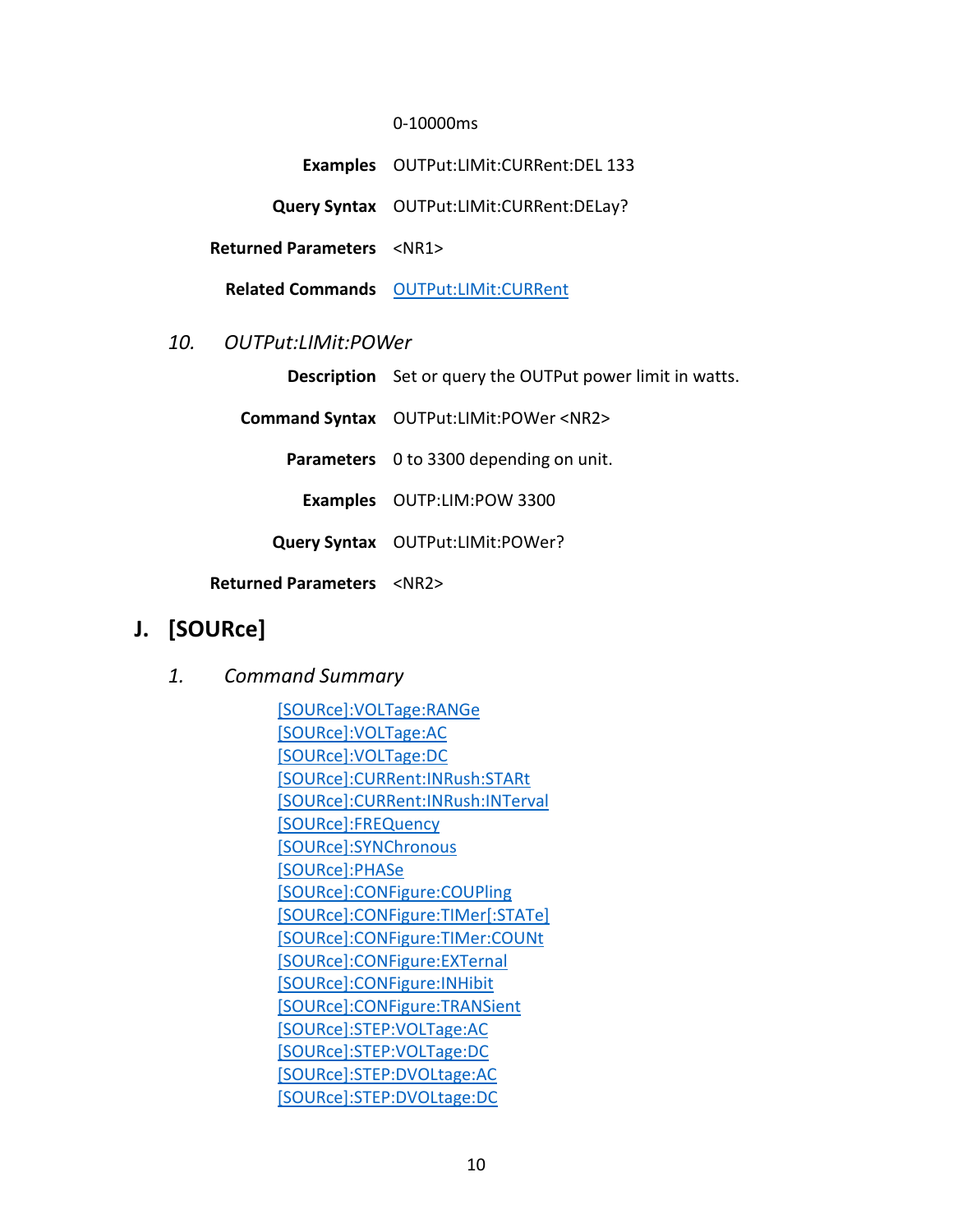| | |
|---|---|
| | 0-10000ms |
| **Examples** | OUTPut:LIMit:CURRent:DEL 133 |
| **Query Syntax** | OUTPut:LIMit:CURRent:DELay? |
| **Returned Parameters** | <NR1> |
| **Related Commands** | OUTPut:LIMit:CURRent |

### *10. OUTPut:LIMit:POWer*

| | |
|---|---|
| **Description** | Set or query the OUTPut power limit in watts. |
| **Command Syntax** | OUTPut:LIMit:POWer <NR2> |
| **Parameters** | 0 to 3300 depending on unit. |
| **Examples** | OUTP:LIM:POW 3300 |
| **Query Syntax** | OUTPut:LIMit:POWer? |
| **Returned Parameters** | <NR2> |

## J. [SOURce]

### *1. Command Summary*

[SOURce]:VOLTage:RANGe
[SOURce]:VOLTage:AC
[SOURce]:VOLTage:DC
[SOURce]:CURRent:INRush:STARt
[SOURce]:CURRent:INRush:INTerval
[SOURce]:FREQuency
[SOURce]:SYNChronous
[SOURce]:PHASe
[SOURce]:CONFigure:COUPling
[SOURce]:CONFigure:TIMer[:STATe]
[SOURce]:CONFigure:TIMer:COUNt
[SOURce]:CONFigure:EXTernal
[SOURce]:CONFigure:INHibit
[SOURce]:CONFigure:TRANSient
[SOURce]:STEP:VOLTage:AC
[SOURce]:STEP:VOLTage:DC
[SOURce]:STEP:DVOLtage:AC
[SOURce]:STEP:DVOLtage:DC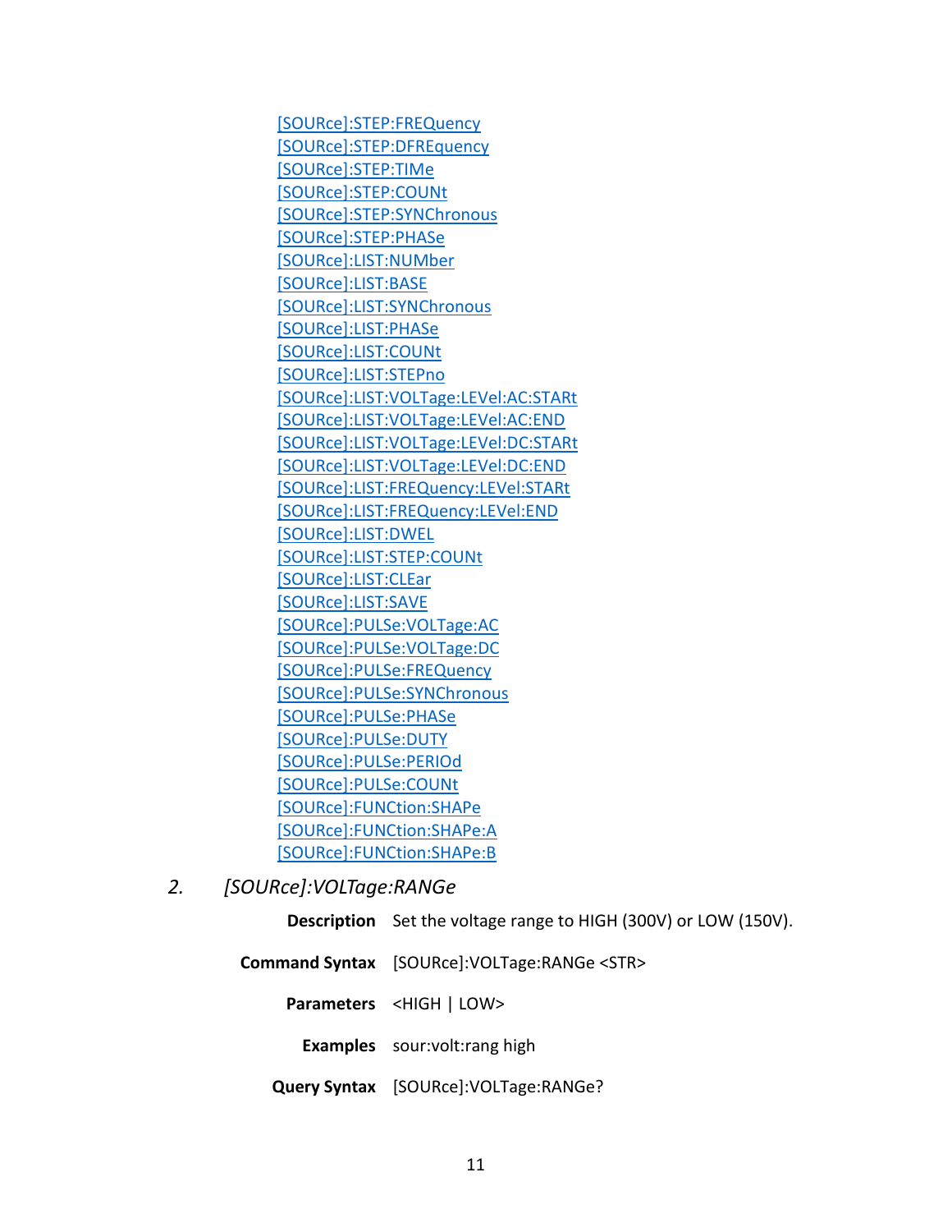- [SOURce]:STEP:FREQuency
- [SOURce]:STEP:DFREquency
- [SOURce]:STEP:TIMe
- [SOURce]:STEP:COUNt
- [SOURce]:STEP:SYNChronous
- [SOURce]:STEP:PHASe
- [SOURce]:LIST:NUMber
- [SOURce]:LIST:BASE
- [SOURce]:LIST:SYNChronous
- [SOURce]:LIST:PHASe
- [SOURce]:LIST:COUNt
- [SOURce]:LIST:STEPno
- [SOURce]:LIST:VOLTage:LEVel:AC:STARt
- [SOURce]:LIST:VOLTage:LEVel:AC:END
- [SOURce]:LIST:VOLTage:LEVel:DC:STARt
- [SOURce]:LIST:VOLTage:LEVel:DC:END
- [SOURce]:LIST:FREQuency:LEVel:STARt
- [SOURce]:LIST:FREQuency:LEVel:END
- [SOURce]:LIST:DWEL
- [SOURce]:LIST:STEP:COUNt
- [SOURce]:LIST:CLEar
- [SOURce]:LIST:SAVE
- [SOURce]:PULSe:VOLTage:AC
- [SOURce]:PULSe:VOLTage:DC
- [SOURce]:PULSe:FREQuency
- [SOURce]:PULSe:SYNChronous
- [SOURce]:PULSe:PHASe
- [SOURce]:PULSe:DUTY
- [SOURce]:PULSe:PERIOd
- [SOURce]:PULSe:COUNt
- [SOURce]:FUNCtion:SHAPe
- [SOURce]:FUNCtion:SHAPe:A
- [SOURce]:FUNCtion:SHAPe:B

### *2. [SOURce]:VOLTage:RANGe*

**Description** Set the voltage range to HIGH (300V) or LOW (150V).

**Command Syntax** [SOURce]:VOLTage:RANGe <STR>

**Parameters** <HIGH | LOW>

**Examples** sour:volt:rang high

**Query Syntax** [SOURce]:VOLTage:RANGe?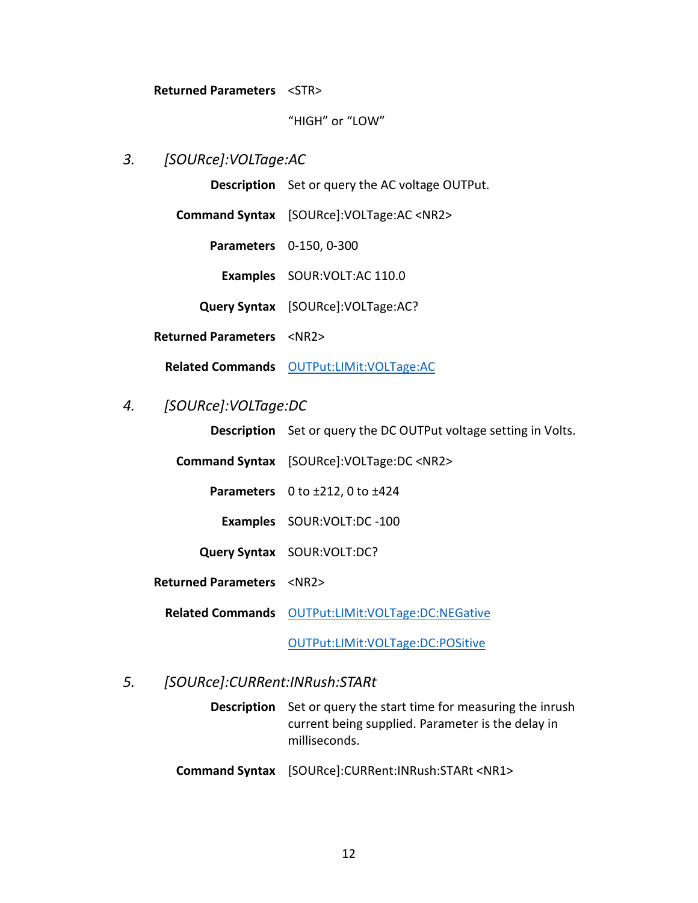**Returned Parameters** <STR>

"HIGH" or "LOW"

### 3. *[SOURce]:VOLTage:AC*

**Description** Set or query the AC voltage OUTPut.

**Command Syntax** [SOURce]:VOLTage:AC <NR2>

**Parameters** 0-150, 0-300

**Examples** SOUR:VOLT:AC 110.0

**Query Syntax** [SOURce]:VOLTage:AC?

**Returned Parameters** <NR2>

**Related Commands** OUTPut:LIMit:VOLTage:AC

### 4. *[SOURce]:VOLTage:DC*

**Description** Set or query the DC OUTPut voltage setting in Volts.

**Command Syntax** [SOURce]:VOLTage:DC <NR2>

**Parameters** 0 to ±212, 0 to ±424

**Examples** SOUR:VOLT:DC -100

**Query Syntax** SOUR:VOLT:DC?

**Returned Parameters** <NR2>

**Related Commands** OUTPut:LIMit:VOLTage:DC:NEGative

OUTPut:LIMit:VOLTage:DC:POSitive

### 5. *[SOURce]:CURRent:INRush:STARt*

**Description** Set or query the start time for measuring the inrush current being supplied. Parameter is the delay in milliseconds.

**Command Syntax** [SOURce]:CURRent:INRush:STARt <NR1>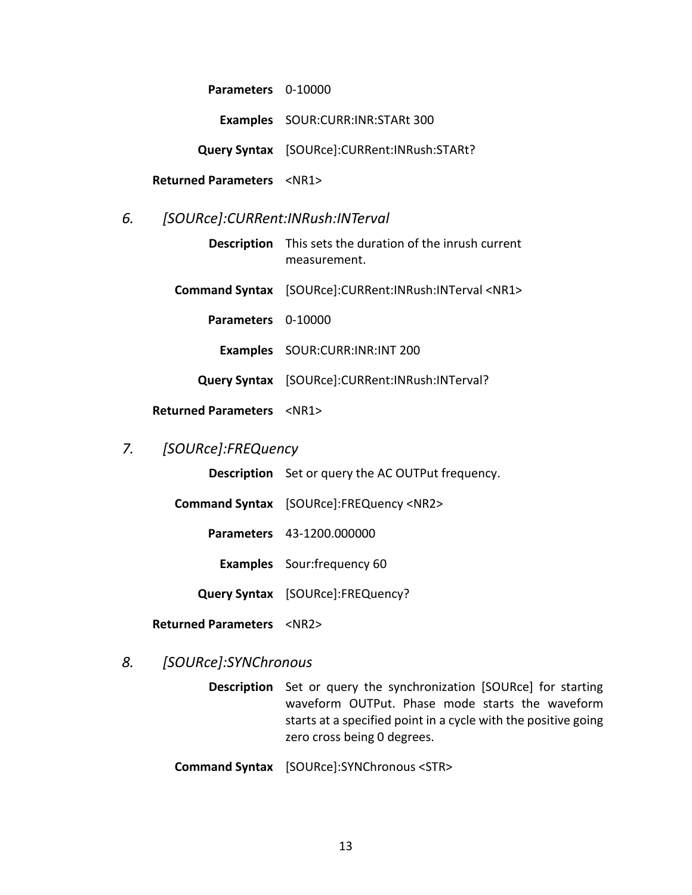**Parameters** 0-10000

**Examples** SOUR:CURR:INR:STARt 300

**Query Syntax** [SOURce]:CURRent:INRush:STARt?

**Returned Parameters** <NR1>

### *6. [SOURce]:CURRent:INRush:INTerval*

**Description** This sets the duration of the inrush current measurement.

**Command Syntax** [SOURce]:CURRent:INRush:INTerval <NR1>

**Parameters** 0-10000

**Examples** SOUR:CURR:INR:INT 200

**Query Syntax** [SOURce]:CURRent:INRush:INTerval?

**Returned Parameters** <NR1>

### *7. [SOURce]:FREQuency*

**Description** Set or query the AC OUTPut frequency.

**Command Syntax** [SOURce]:FREQuency <NR2>

**Parameters** 43-1200.000000

**Examples** Sour:frequency 60

**Query Syntax** [SOURce]:FREQuency?

**Returned Parameters** <NR2>

### *8. [SOURce]:SYNChronous*

**Description** Set or query the synchronization [SOURce] for starting waveform OUTPut. Phase mode starts the waveform starts at a specified point in a cycle with the positive going zero cross being 0 degrees.

**Command Syntax** [SOURce]:SYNChronous <STR>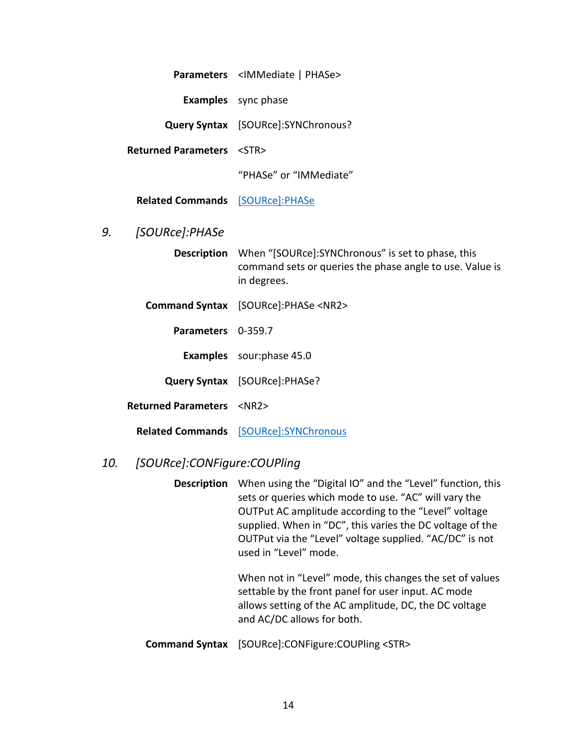**Parameters** <IMMediate | PHASe>

**Examples** sync phase

**Query Syntax** [SOURce]:SYNChronous?

**Returned Parameters** <STR>

"PHASe" or "IMMediate"

**Related Commands** [SOURce]:PHASe

### 9. *[SOURce]:PHASe*

**Description** When "[SOURce]:SYNChronous" is set to phase, this command sets or queries the phase angle to use. Value is in degrees.

**Command Syntax** [SOURce]:PHASe <NR2>

**Parameters** 0-359.7

**Examples** sour:phase 45.0

**Query Syntax** [SOURce]:PHASe?

**Returned Parameters** <NR2>

**Related Commands** [SOURce]:SYNChronous

### 10. *[SOURce]:CONFigure:COUPling*

**Description** When using the "Digital IO" and the "Level" function, this sets or queries which mode to use. "AC" will vary the OUTPut AC amplitude according to the "Level" voltage supplied. When in "DC", this varies the DC voltage of the OUTPut via the "Level" voltage supplied. "AC/DC" is not used in "Level" mode.

When not in "Level" mode, this changes the set of values settable by the front panel for user input. AC mode allows setting of the AC amplitude, DC, the DC voltage and AC/DC allows for both.

**Command Syntax** [SOURce]:CONFigure:COUPling <STR>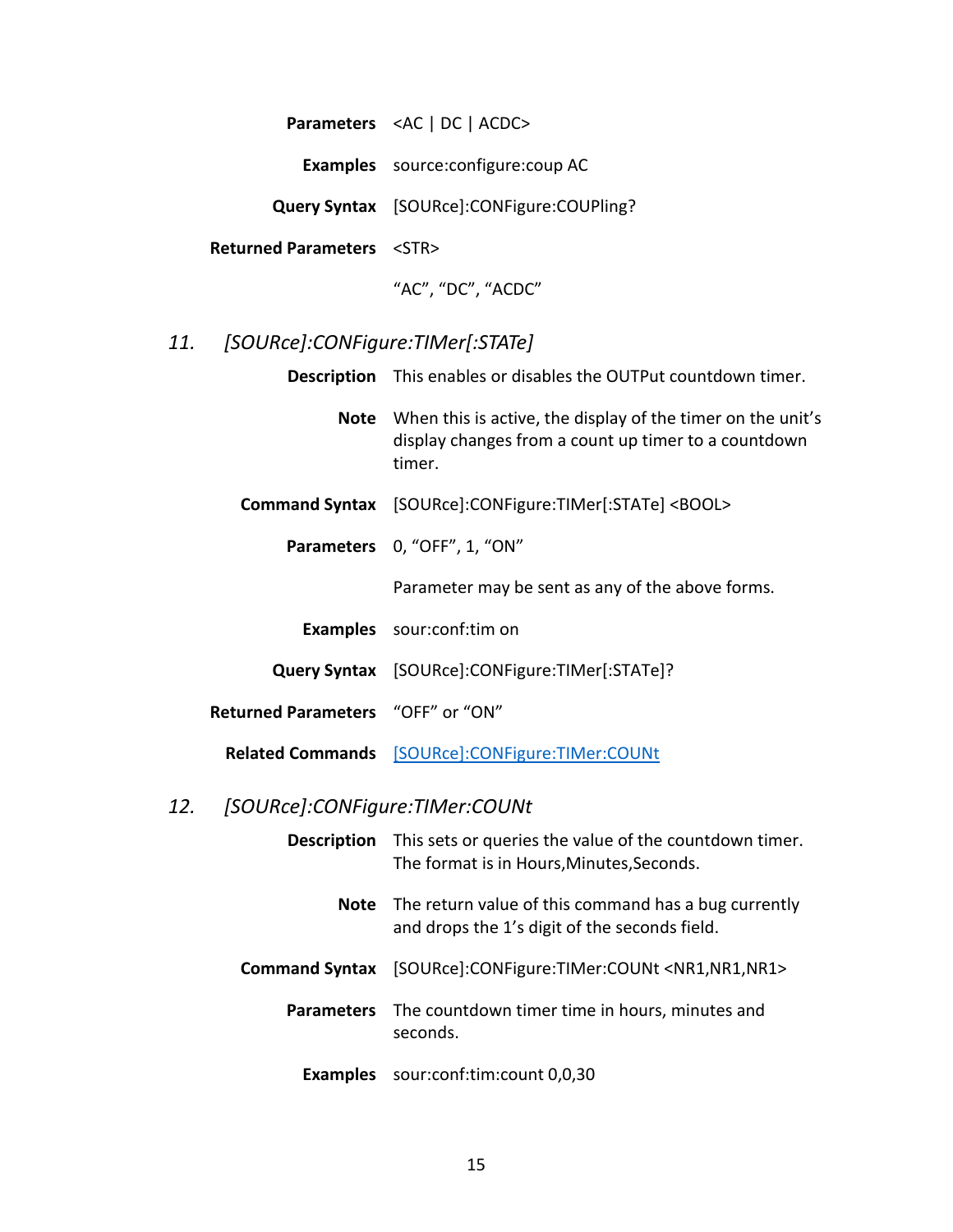**Parameters** <AC | DC | ACDC>

**Examples** source:configure:coup AC

**Query Syntax** [SOURce]:CONFigure:COUPling?

**Returned Parameters** <STR>

"AC", "DC", "ACDC"

### *11. [SOURce]:CONFigure:TIMer[:STATe]*

**Description** This enables or disables the OUTPut countdown timer.

**Note** When this is active, the display of the timer on the unit's display changes from a count up timer to a countdown timer.

**Command Syntax** [SOURce]:CONFigure:TIMer[:STATe] <BOOL>

**Parameters** 0, "OFF", 1, "ON"

Parameter may be sent as any of the above forms.

**Examples** sour:conf:tim on

**Query Syntax** [SOURce]:CONFigure:TIMer[:STATe]?

**Returned Parameters** "OFF" or "ON"

**Related Commands** [SOURce]:CONFigure:TIMer:COUNt

### *12. [SOURce]:CONFigure:TIMer:COUNt*

**Description** This sets or queries the value of the countdown timer. The format is in Hours,Minutes,Seconds.

**Note** The return value of this command has a bug currently and drops the 1's digit of the seconds field.

**Command Syntax** [SOURce]:CONFigure:TIMer:COUNt <NR1,NR1,NR1>

**Parameters** The countdown timer time in hours, minutes and seconds.

**Examples** sour:conf:tim:count 0,0,30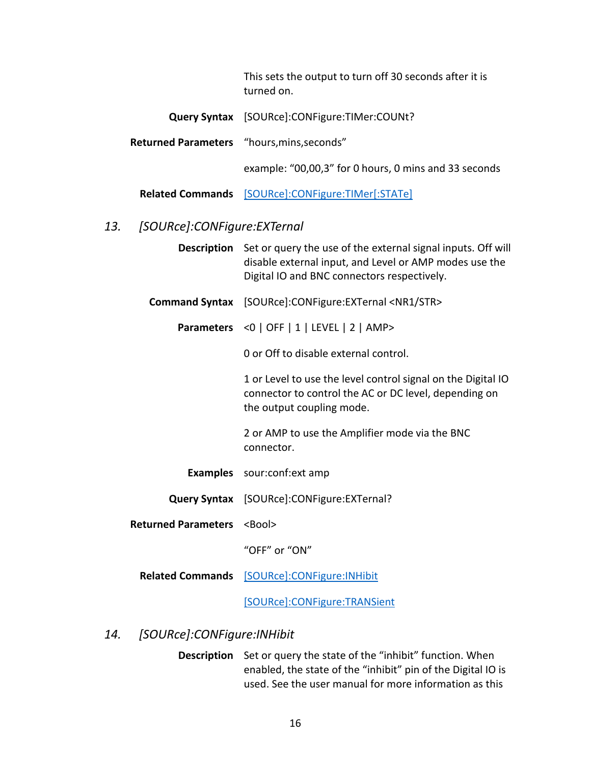This sets the output to turn off 30 seconds after it is turned on.

**Query Syntax** [SOURce]:CONFigure:TIMer:COUNt?

**Returned Parameters** "hours,mins,seconds"

example: "00,00,3" for 0 hours, 0 mins and 33 seconds

**Related Commands** [SOURce]:CONFigure:TIMer[:STATe]

## 13. [SOURce]:CONFigure:EXTernal

**Description** Set or query the use of the external signal inputs. Off will disable external input, and Level or AMP modes use the Digital IO and BNC connectors respectively.

**Command Syntax** [SOURce]:CONFigure:EXTernal <NR1/STR>

**Parameters** <0 | OFF | 1 | LEVEL | 2 | AMP>

0 or Off to disable external control.

1 or Level to use the level control signal on the Digital IO connector to control the AC or DC level, depending on the output coupling mode.

2 or AMP to use the Amplifier mode via the BNC connector.

**Examples** sour:conf:ext amp

**Query Syntax** [SOURce]:CONFigure:EXTernal?

**Returned Parameters** <Bool>

"OFF" or "ON"

**Related Commands** [SOURce]:CONFigure:INHibit

[SOURce]:CONFigure:TRANSient

## 14. [SOURce]:CONFigure:INHibit

**Description** Set or query the state of the "inhibit" function. When enabled, the state of the "inhibit" pin of the Digital IO is used. See the user manual for more information as this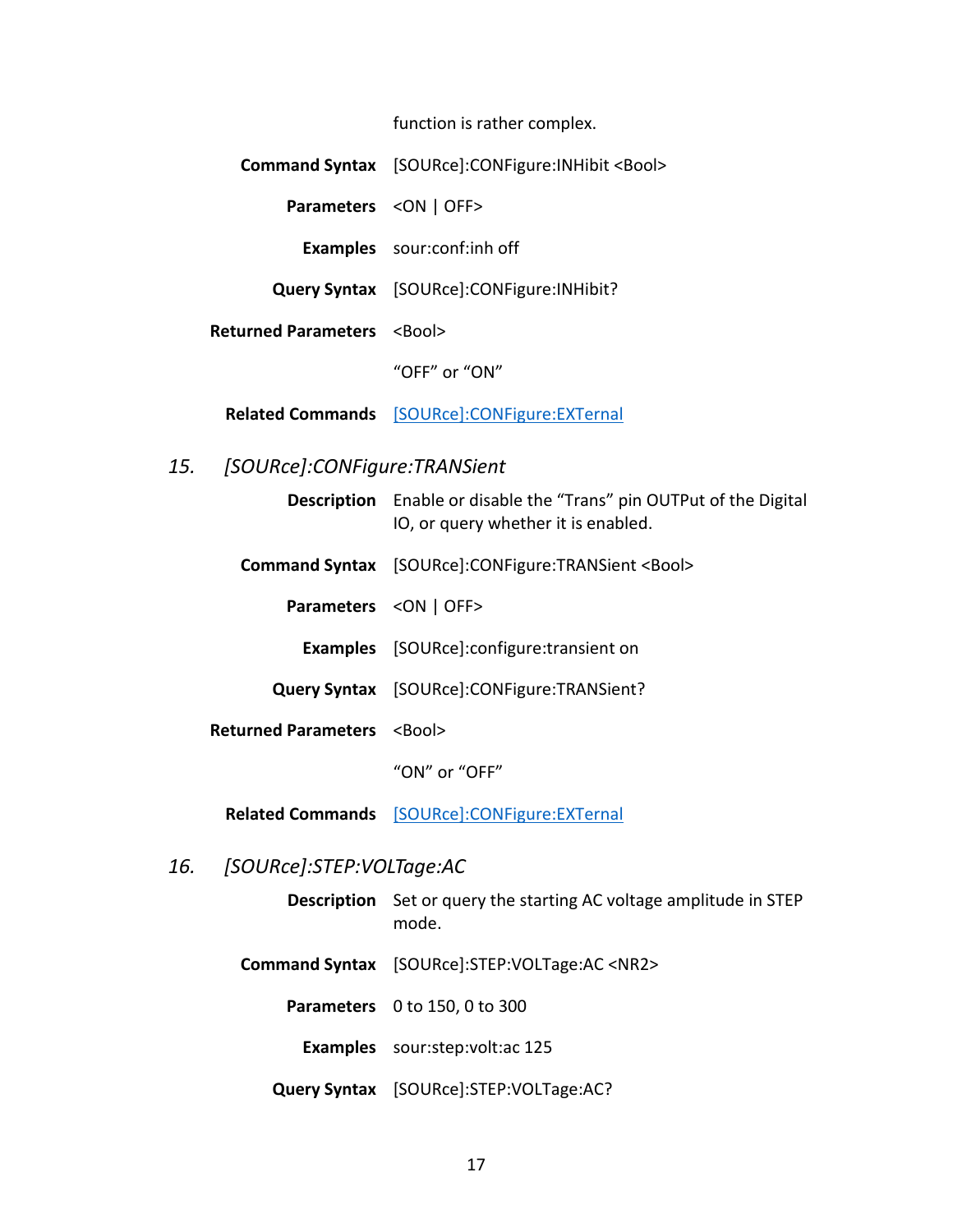function is rather complex.

**Command Syntax** [SOURce]:CONFigure:INHibit <Bool>

**Parameters** <ON | OFF>

**Examples** sour:conf:inh off

**Query Syntax** [SOURce]:CONFigure:INHibit?

**Returned Parameters** <Bool>

"OFF" or "ON"

**Related Commands** [SOURce]:CONFigure:EXTernal

### *15. [SOURce]:CONFigure:TRANSient*

**Description** Enable or disable the "Trans" pin OUTPut of the Digital IO, or query whether it is enabled.

**Command Syntax** [SOURce]:CONFigure:TRANSient <Bool>

**Parameters** <ON | OFF>

**Examples** [SOURce]:configure:transient on

**Query Syntax** [SOURce]:CONFigure:TRANSient?

**Returned Parameters** <Bool>

"ON" or "OFF"

**Related Commands** [SOURce]:CONFigure:EXTernal

### *16. [SOURce]:STEP:VOLTage:AC*

**Description** Set or query the starting AC voltage amplitude in STEP mode.

**Command Syntax** [SOURce]:STEP:VOLTage:AC <NR2>

**Parameters** 0 to 150, 0 to 300

**Examples** sour:step:volt:ac 125

**Query Syntax** [SOURce]:STEP:VOLTage:AC?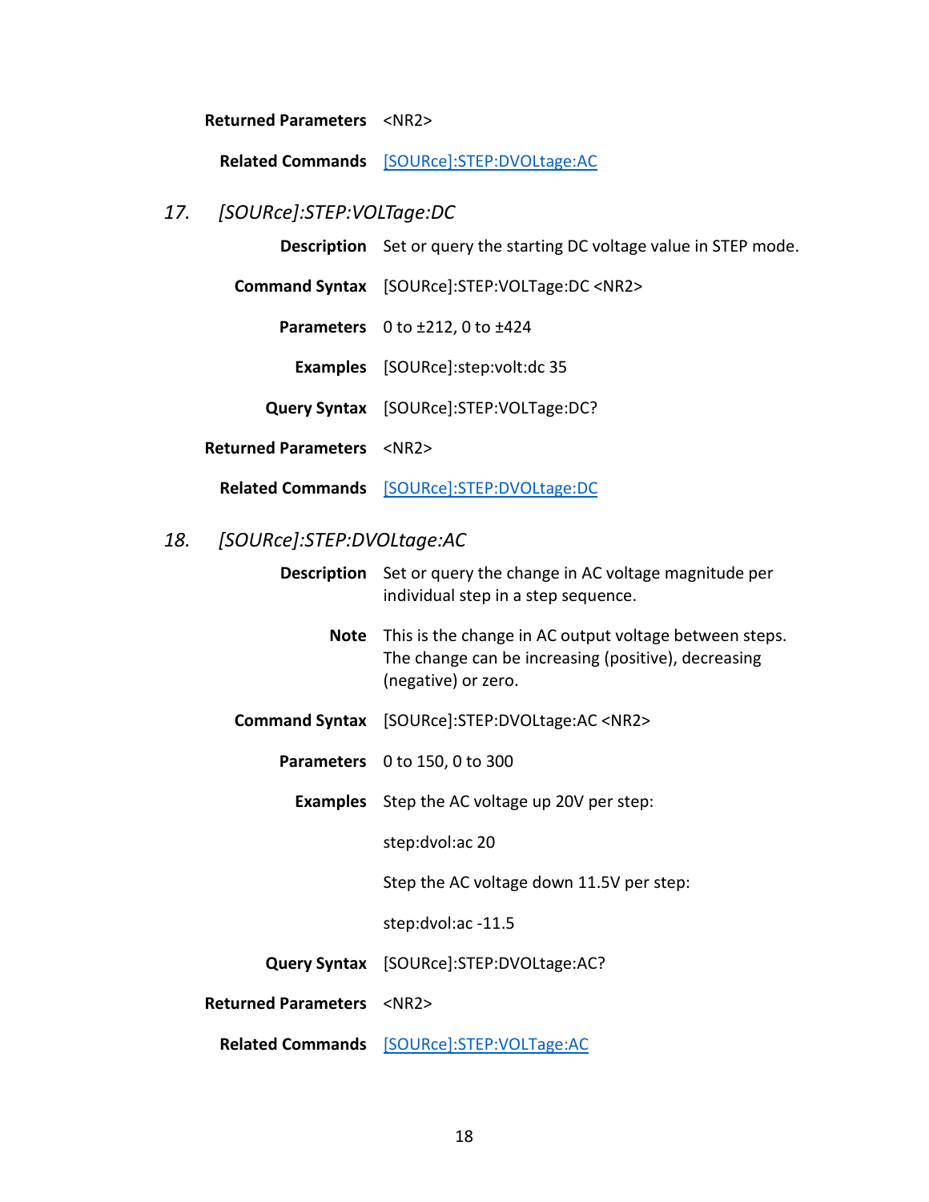**Returned Parameters** <NR2>

**Related Commands** [SOURce]:STEP:DVOLtage:AC

### 17. [SOURce]:STEP:VOLTage:DC

**Description** Set or query the starting DC voltage value in STEP mode.

**Command Syntax** [SOURce]:STEP:VOLTage:DC <NR2>

**Parameters** 0 to ±212, 0 to ±424

**Examples** [SOURce]:step:volt:dc 35

**Query Syntax** [SOURce]:STEP:VOLTage:DC?

**Returned Parameters** <NR2>

**Related Commands** [SOURce]:STEP:DVOLtage:DC

### 18. [SOURce]:STEP:DVOLtage:AC

**Description** Set or query the change in AC voltage magnitude per individual step in a step sequence.

**Note** This is the change in AC output voltage between steps. The change can be increasing (positive), decreasing (negative) or zero.

**Command Syntax** [SOURce]:STEP:DVOLtage:AC <NR2>

**Parameters** 0 to 150, 0 to 300

**Examples** Step the AC voltage up 20V per step:

step:dvol:ac 20

Step the AC voltage down 11.5V per step:

step:dvol:ac -11.5

**Query Syntax** [SOURce]:STEP:DVOLtage:AC?

**Returned Parameters** <NR2>

**Related Commands** [SOURce]:STEP:VOLTage:AC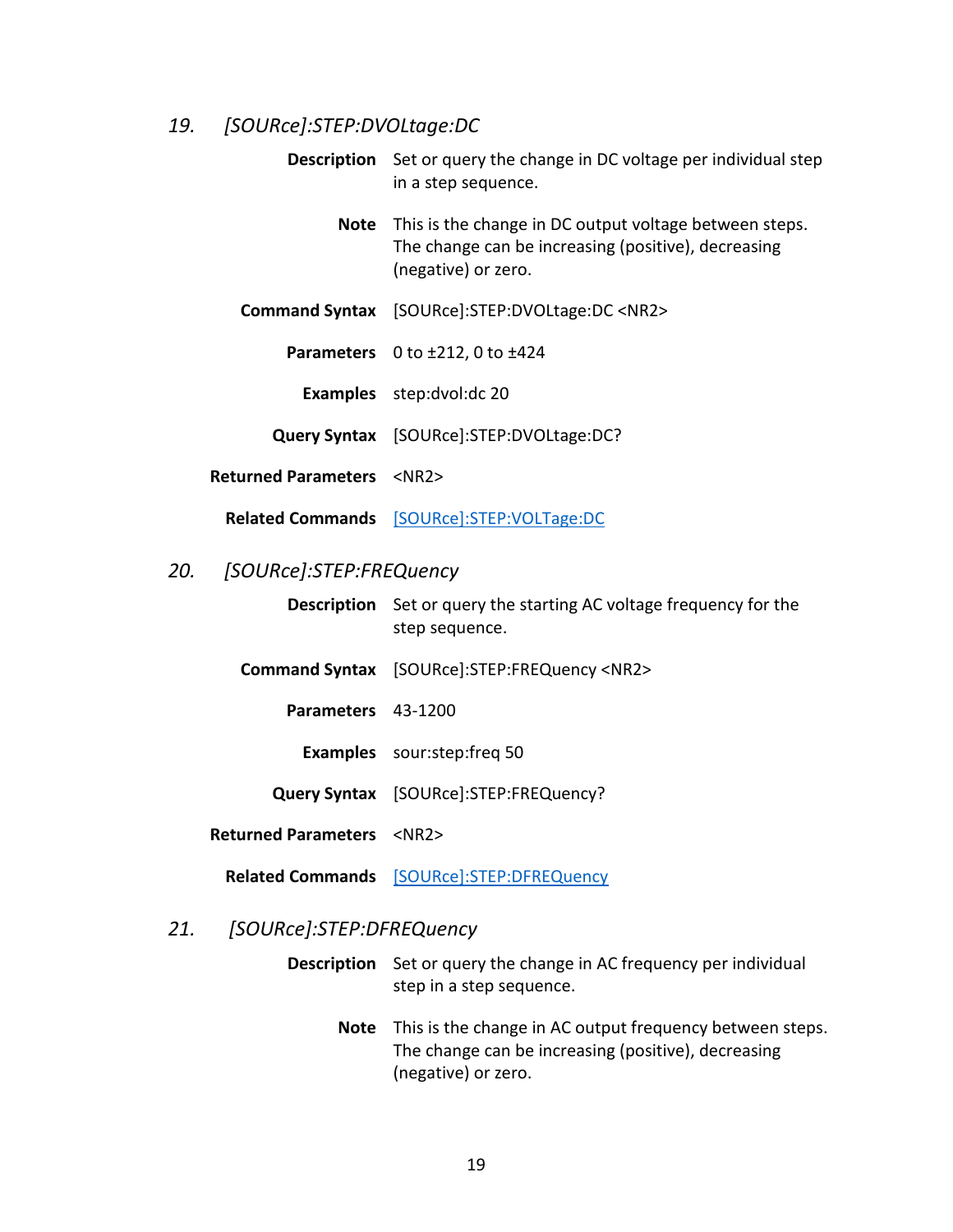### *19. [SOURce]:STEP:DVOLtage:DC*

**Description** Set or query the change in DC voltage per individual step in a step sequence.

**Note** This is the change in DC output voltage between steps. The change can be increasing (positive), decreasing (negative) or zero.

**Command Syntax** [SOURce]:STEP:DVOLtage:DC <NR2>

**Parameters** 0 to ±212, 0 to ±424

**Examples** step:dvol:dc 20

**Query Syntax** [SOURce]:STEP:DVOLtage:DC?

**Returned Parameters** <NR2>

**Related Commands** [SOURce]:STEP:VOLTage:DC

### *20. [SOURce]:STEP:FREQuency*

**Description** Set or query the starting AC voltage frequency for the step sequence.

**Command Syntax** [SOURce]:STEP:FREQuency <NR2>

**Parameters** 43-1200

**Examples** sour:step:freq 50

**Query Syntax** [SOURce]:STEP:FREQuency?

**Returned Parameters** <NR2>

**Related Commands** [SOURce]:STEP:DFREQuency

### *21. [SOURce]:STEP:DFREQuency*

**Description** Set or query the change in AC frequency per individual step in a step sequence.

**Note** This is the change in AC output frequency between steps. The change can be increasing (positive), decreasing (negative) or zero.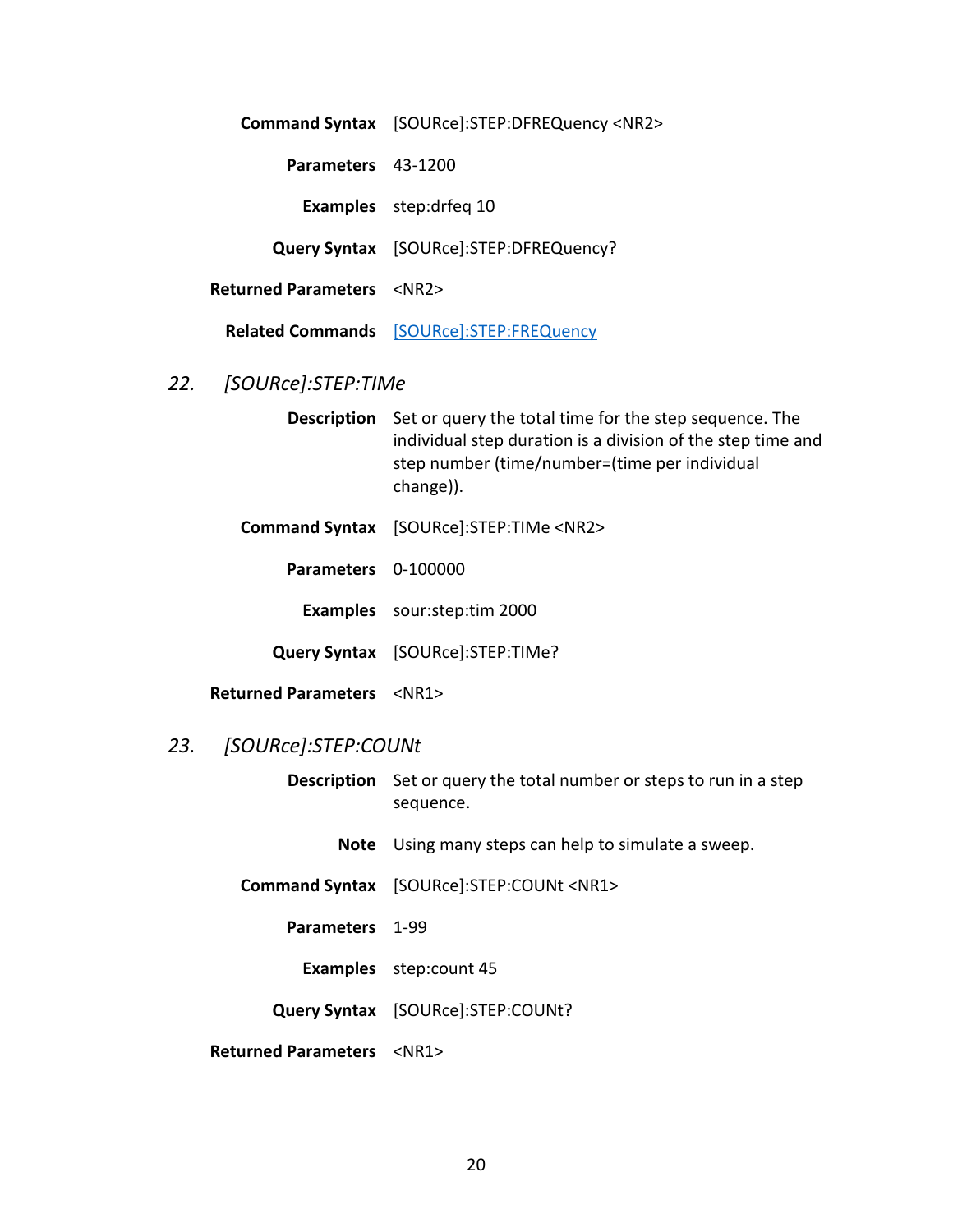**Command Syntax** [SOURce]:STEP:DFREQuency <NR2>

**Parameters** 43-1200

**Examples** step:drfeq 10

**Query Syntax** [SOURce]:STEP:DFREQuency?

**Returned Parameters** <NR2>

**Related Commands** [SOURce]:STEP:FREQuency

### 22. *[SOURce]:STEP:TIMe*

**Description** Set or query the total time for the step sequence. The individual step duration is a division of the step time and step number (time/number=(time per individual change)).

**Command Syntax** [SOURce]:STEP:TIMe <NR2>

**Parameters** 0-100000

**Examples** sour:step:tim 2000

**Query Syntax** [SOURce]:STEP:TIMe?

**Returned Parameters** <NR1>

### 23. *[SOURce]:STEP:COUNt*

**Description** Set or query the total number or steps to run in a step sequence.

**Note** Using many steps can help to simulate a sweep.

**Command Syntax** [SOURce]:STEP:COUNt <NR1>

**Parameters** 1-99

**Examples** step:count 45

**Query Syntax** [SOURce]:STEP:COUNt?

**Returned Parameters** <NR1>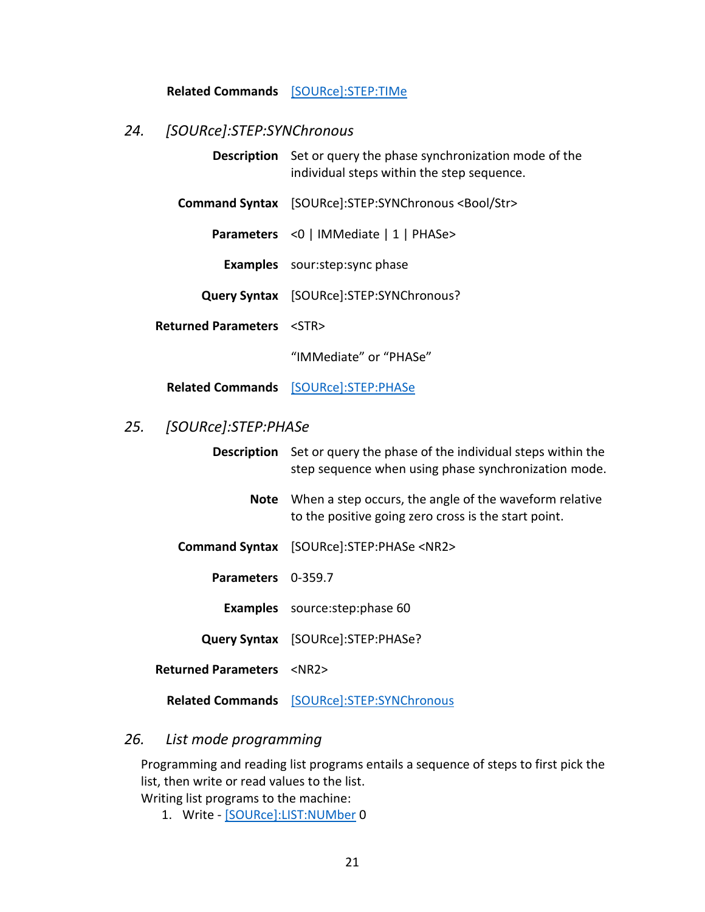**Related Commands** [SOURce]:STEP:TIMe

### 24. [SOURce]:STEP:SYNChronous

**Description** Set or query the phase synchronization mode of the individual steps within the step sequence.

**Command Syntax** [SOURce]:STEP:SYNChronous <Bool/Str>

**Parameters** <0 | IMMediate | 1 | PHASe>

**Examples** sour:step:sync phase

**Query Syntax** [SOURce]:STEP:SYNChronous?

**Returned Parameters** <STR>

"IMMediate" or "PHASe"

**Related Commands** [SOURce]:STEP:PHASe

### 25. [SOURce]:STEP:PHASe

**Description** Set or query the phase of the individual steps within the step sequence when using phase synchronization mode.

**Note** When a step occurs, the angle of the waveform relative to the positive going zero cross is the start point.

**Command Syntax** [SOURce]:STEP:PHASe <NR2>

**Parameters** 0-359.7

**Examples** source:step:phase 60

**Query Syntax** [SOURce]:STEP:PHASe?

**Returned Parameters** <NR2>

**Related Commands** [SOURce]:STEP:SYNChronous

### 26. List mode programming

Programming and reading list programs entails a sequence of steps to first pick the list, then write or read values to the list.
Writing list programs to the machine:

1. Write - [SOURce]:LIST:NUMber 0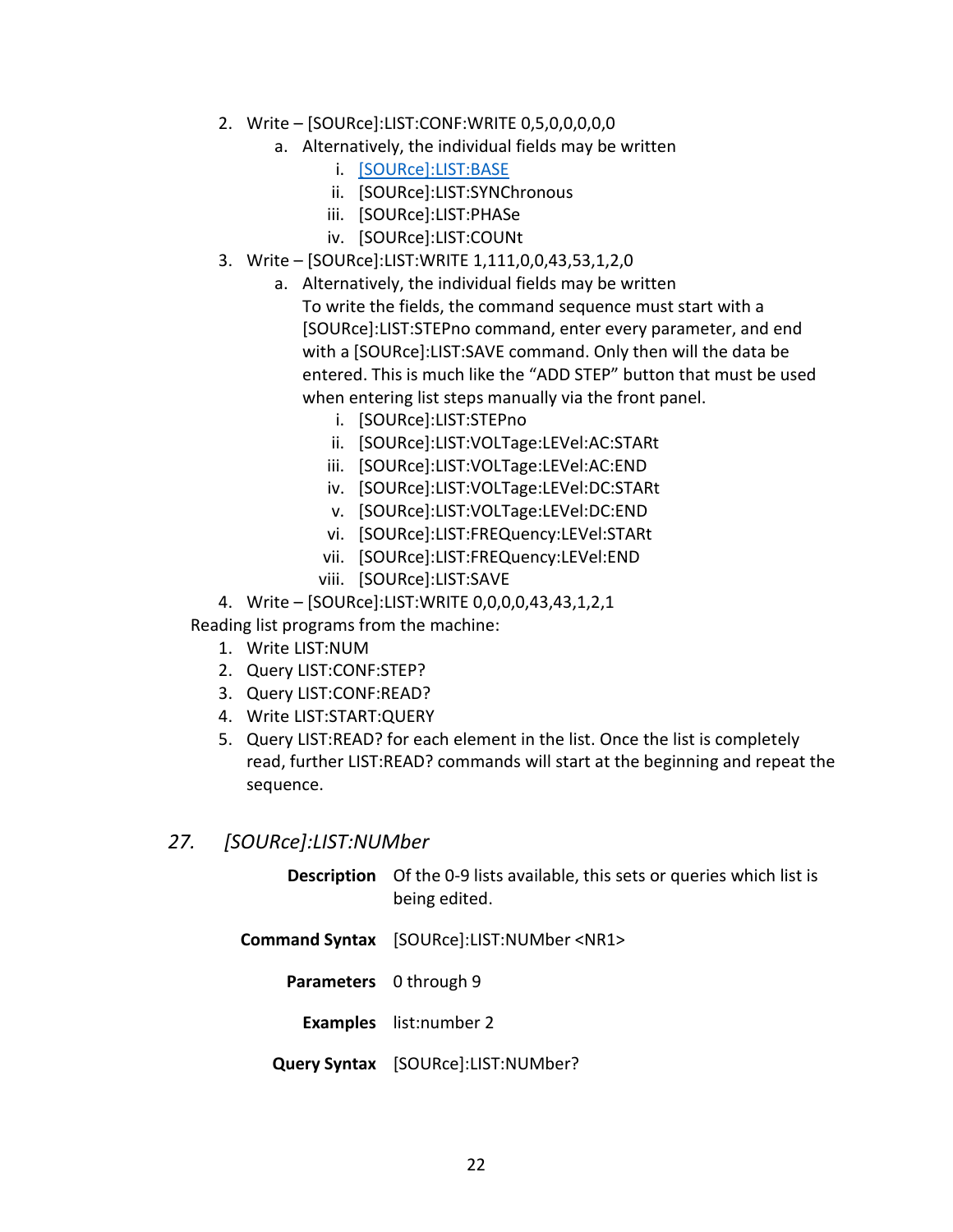2. Write – [SOURce]:LIST:CONF:WRITE 0,5,0,0,0,0,0
    a. Alternatively, the individual fields may be written
        i. [SOURce]:LIST:BASE
        ii. [SOURce]:LIST:SYNChronous
        iii. [SOURce]:LIST:PHASe
        iv. [SOURce]:LIST:COUNt
3. Write – [SOURce]:LIST:WRITE 1,111,0,0,43,53,1,2,0
    a. Alternatively, the individual fields may be written
       To write the fields, the command sequence must start with a [SOURce]:LIST:STEPno command, enter every parameter, and end with a [SOURce]:LIST:SAVE command. Only then will the data be entered. This is much like the "ADD STEP" button that must be used when entering list steps manually via the front panel.
        i. [SOURce]:LIST:STEPno
        ii. [SOURce]:LIST:VOLTage:LEVel:AC:STARt
        iii. [SOURce]:LIST:VOLTage:LEVel:AC:END
        iv. [SOURce]:LIST:VOLTage:LEVel:DC:STARt
        v. [SOURce]:LIST:VOLTage:LEVel:DC:END
        vi. [SOURce]:LIST:FREQuency:LEVel:STARt
        vii. [SOURce]:LIST:FREQuency:LEVel:END
        viii. [SOURce]:LIST:SAVE
4. Write – [SOURce]:LIST:WRITE 0,0,0,0,43,43,1,2,1

Reading list programs from the machine:

1. Write LIST:NUM
2. Query LIST:CONF:STEP?
3. Query LIST:CONF:READ?
4. Write LIST:START:QUERY
5. Query LIST:READ? for each element in the list. Once the list is completely read, further LIST:READ? commands will start at the beginning and repeat the sequence.

## *27. [SOURce]:LIST:NUMber*

**Description** Of the 0-9 lists available, this sets or queries which list is being edited.

**Command Syntax** [SOURce]:LIST:NUMber <NR1>

**Parameters** 0 through 9

**Examples** list:number 2

**Query Syntax** [SOURce]:LIST:NUMber?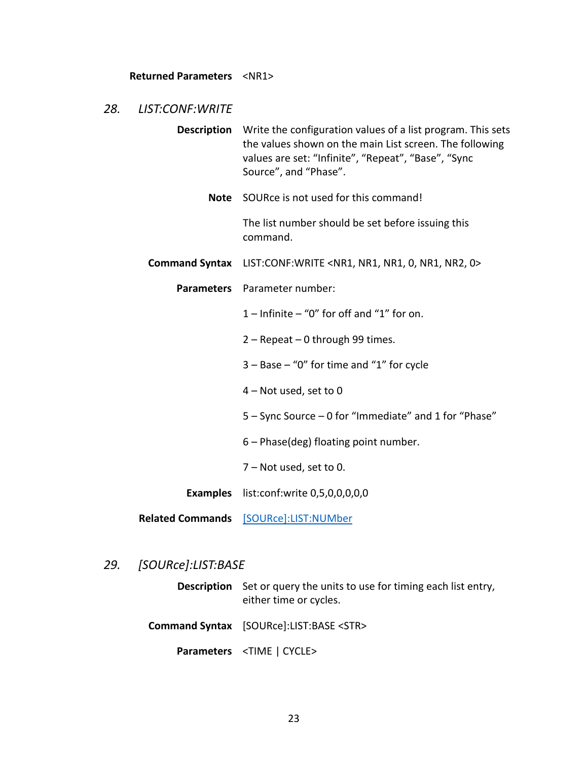**Returned Parameters** <NR1>

### 28. *LIST:CONF:WRITE*

**Description** Write the configuration values of a list program. This sets the values shown on the main List screen. The following values are set: “Infinite”, “Repeat”, “Base”, “Sync Source”, and “Phase”.

**Note** SOURce is not used for this command!

The list number should be set before issuing this command.

**Command Syntax** LIST:CONF:WRITE <NR1, NR1, NR1, 0, NR1, NR2, 0>

**Parameters** Parameter number:

1 – Infinite – “0” for off and “1” for on.

2 – Repeat – 0 through 99 times.

3 – Base – “0” for time and “1” for cycle

4 – Not used, set to 0

5 – Sync Source – 0 for “Immediate” and 1 for “Phase”

6 – Phase(deg) floating point number.

7 – Not used, set to 0.

**Examples** list:conf:write 0,5,0,0,0,0,0

**Related Commands** [SOURce]:LIST:NUMber

### 29. *[SOURce]:LIST:BASE*

**Description** Set or query the units to use for timing each list entry, either time or cycles.

**Command Syntax** [SOURce]:LIST:BASE <STR>

**Parameters** <TIME | CYCLE>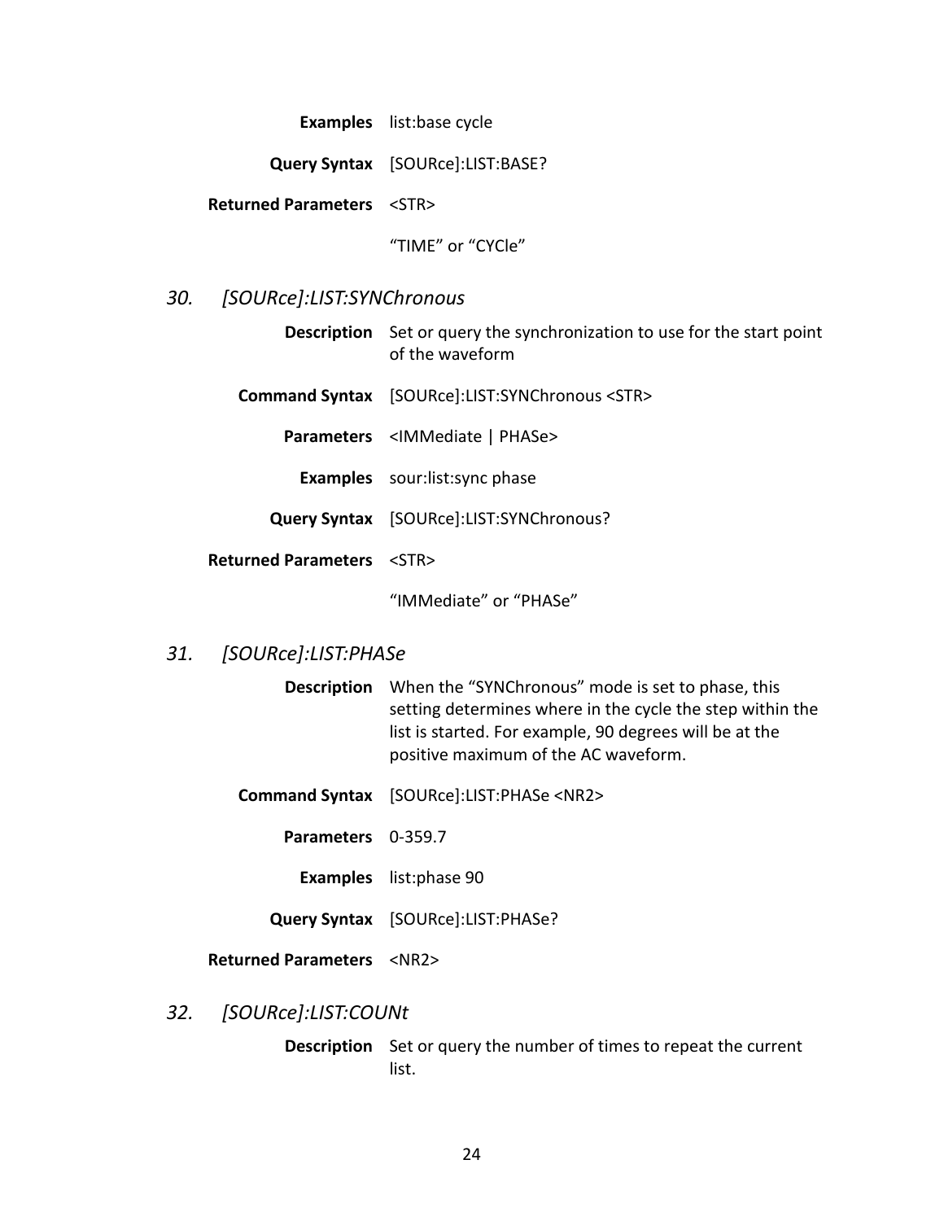**Examples** list:base cycle

**Query Syntax** [SOURce]:LIST:BASE?

**Returned Parameters** <STR>

"TIME" or "CYCle"

### *30. [SOURce]:LIST:SYNChronous*

**Description** Set or query the synchronization to use for the start point of the waveform

**Command Syntax** [SOURce]:LIST:SYNChronous <STR>

**Parameters** <IMMediate | PHASe>

**Examples** sour:list:sync phase

**Query Syntax** [SOURce]:LIST:SYNChronous?

**Returned Parameters** <STR>

"IMMediate" or "PHASe"

### *31. [SOURce]:LIST:PHASe*

**Description** When the "SYNChronous" mode is set to phase, this setting determines where in the cycle the step within the list is started. For example, 90 degrees will be at the positive maximum of the AC waveform.

**Command Syntax** [SOURce]:LIST:PHASe <NR2>

**Parameters** 0-359.7

**Examples** list:phase 90

**Query Syntax** [SOURce]:LIST:PHASe?

**Returned Parameters** <NR2>

### *32. [SOURce]:LIST:COUNt*

**Description** Set or query the number of times to repeat the current list.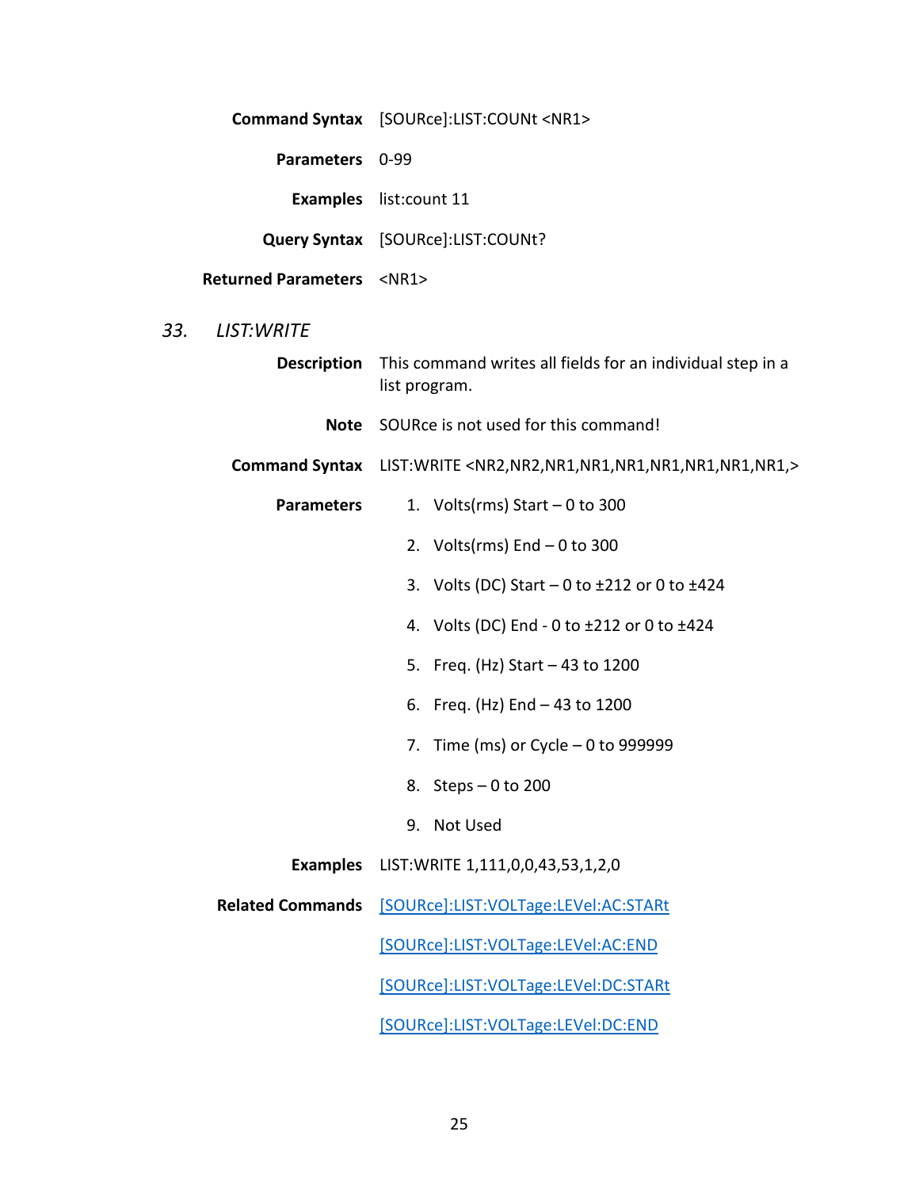**Command Syntax** [SOURce]:LIST:COUNt <NR1>

**Parameters** 0-99

**Examples** list:count 11

**Query Syntax** [SOURce]:LIST:COUNt?

**Returned Parameters** <NR1>

### 33. *LIST:WRITE*

**Description** This command writes all fields for an individual step in a list program.

**Note** SOURce is not used for this command!

**Command Syntax** LIST:WRITE <NR2,NR2,NR1,NR1,NR1,NR1,NR1,NR1,NR1,>

**Parameters**

1. Volts(rms) Start – 0 to 300
2. Volts(rms) End – 0 to 300
3. Volts (DC) Start – 0 to ±212 or 0 to ±424
4. Volts (DC) End - 0 to ±212 or 0 to ±424
5. Freq. (Hz) Start – 43 to 1200
6. Freq. (Hz) End – 43 to 1200
7. Time (ms) or Cycle – 0 to 999999
8. Steps – 0 to 200
9. Not Used

**Examples** LIST:WRITE 1,111,0,0,43,53,1,2,0

**Related Commands** [SOURce]:LIST:VOLTage:LEVel:AC:STARt

[SOURce]:LIST:VOLTage:LEVel:AC:END

[SOURce]:LIST:VOLTage:LEVel:DC:STARt

[SOURce]:LIST:VOLTage:LEVel:DC:END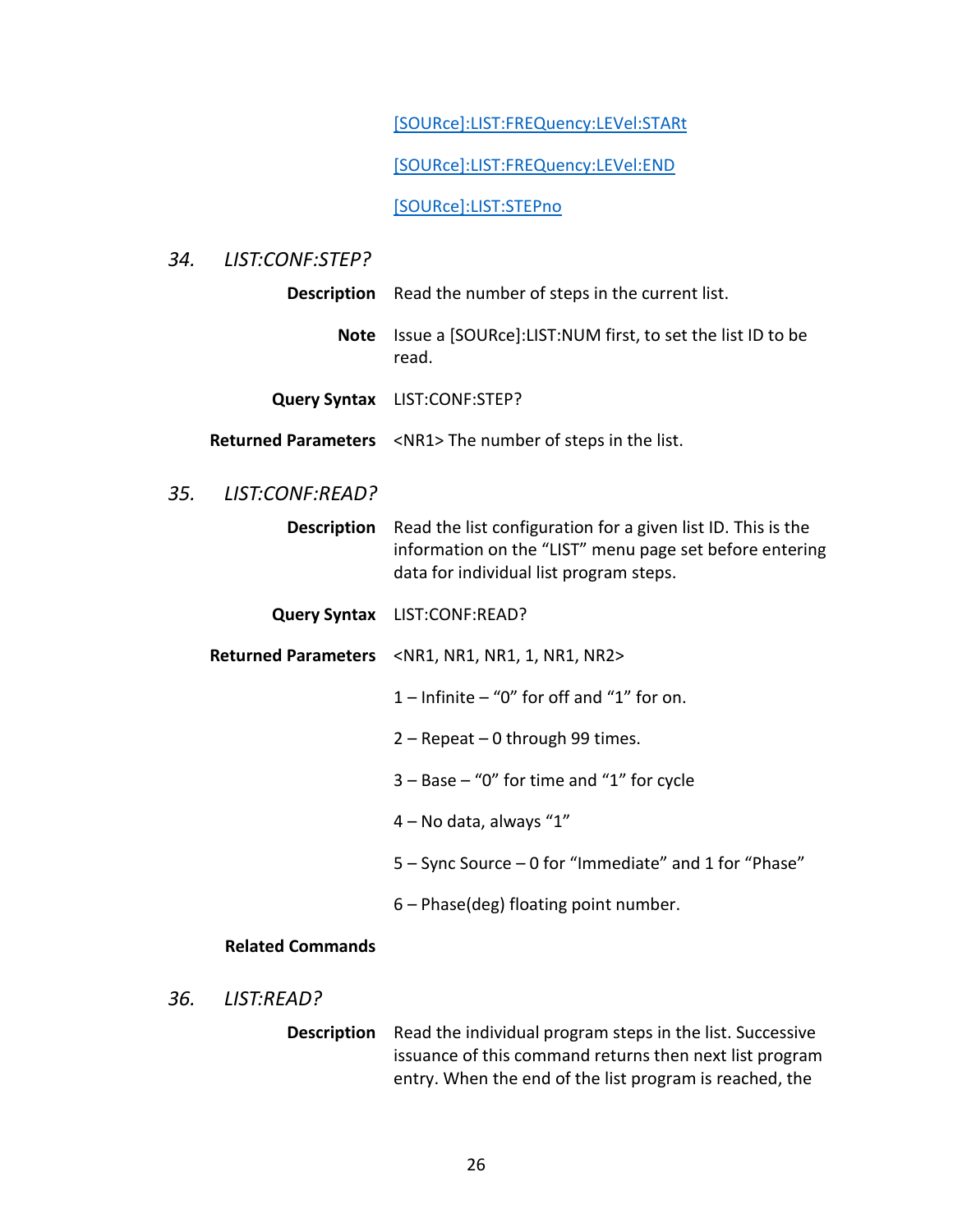[SOURce]:LIST:FREQuency:LEVel:STARt

[SOURce]:LIST:FREQuency:LEVel:END

[SOURce]:LIST:STEPno

### *34. LIST:CONF:STEP?*

**Description** Read the number of steps in the current list.

**Note** Issue a [SOURce]:LIST:NUM first, to set the list ID to be read.

**Query Syntax** LIST:CONF:STEP?

**Returned Parameters** <NR1> The number of steps in the list.

### *35. LIST:CONF:READ?*

**Description** Read the list configuration for a given list ID. This is the information on the "LIST" menu page set before entering data for individual list program steps.

**Query Syntax** LIST:CONF:READ?

**Returned Parameters** <NR1, NR1, NR1, 1, NR1, NR2>

1 – Infinite – "0" for off and "1" for on.

2 – Repeat – 0 through 99 times.

3 – Base – "0" for time and "1" for cycle

4 – No data, always "1"

5 – Sync Source – 0 for "Immediate" and 1 for "Phase"

6 – Phase(deg) floating point number.

**Related Commands**

### *36. LIST:READ?*

**Description** Read the individual program steps in the list. Successive issuance of this command returns then next list program entry. When the end of the list program is reached, the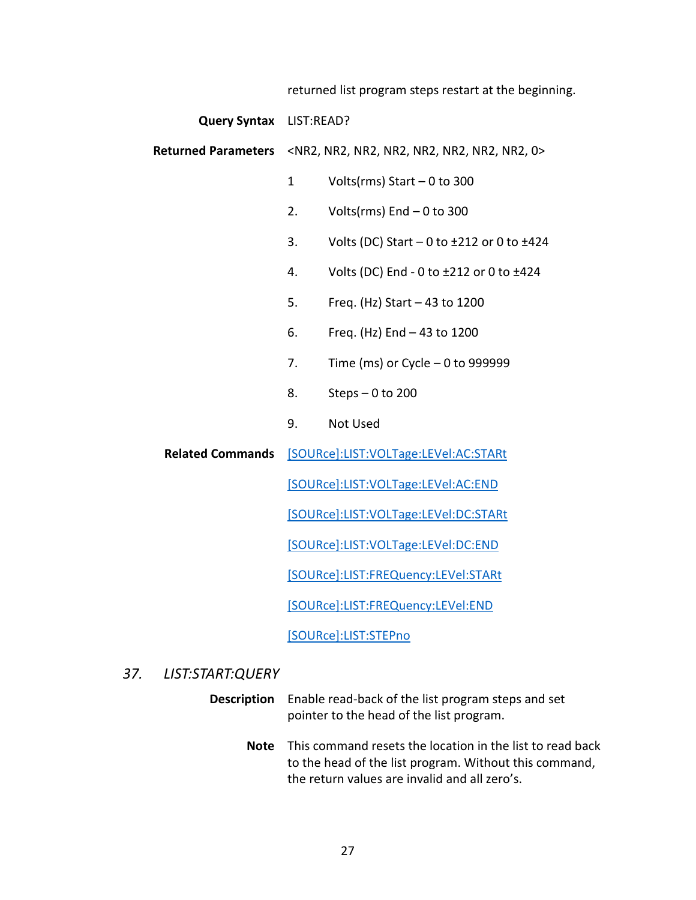returned list program steps restart at the beginning.

**Query Syntax** LIST:READ?

**Returned Parameters** <NR2, NR2, NR2, NR2, NR2, NR2, NR2, NR2, 0>

1 Volts(rms) Start – 0 to 300

2. Volts(rms) End – 0 to 300

3. Volts (DC) Start – 0 to ±212 or 0 to ±424

4. Volts (DC) End - 0 to ±212 or 0 to ±424

5. Freq. (Hz) Start – 43 to 1200

6. Freq. (Hz) End – 43 to 1200

7. Time (ms) or Cycle – 0 to 999999

8. Steps – 0 to 200

9. Not Used

**Related Commands**

[SOURce]:LIST:VOLTage:LEVel:AC:STARt

[SOURce]:LIST:VOLTage:LEVel:AC:END

[SOURce]:LIST:VOLTage:LEVel:DC:STARt

[SOURce]:LIST:VOLTage:LEVel:DC:END

[SOURce]:LIST:FREQuency:LEVel:STARt

[SOURce]:LIST:FREQuency:LEVel:END

[SOURce]:LIST:STEPno

### *37. LIST:START:QUERY*

**Description** Enable read-back of the list program steps and set pointer to the head of the list program.

**Note** This command resets the location in the list to read back to the head of the list program. Without this command, the return values are invalid and all zero's.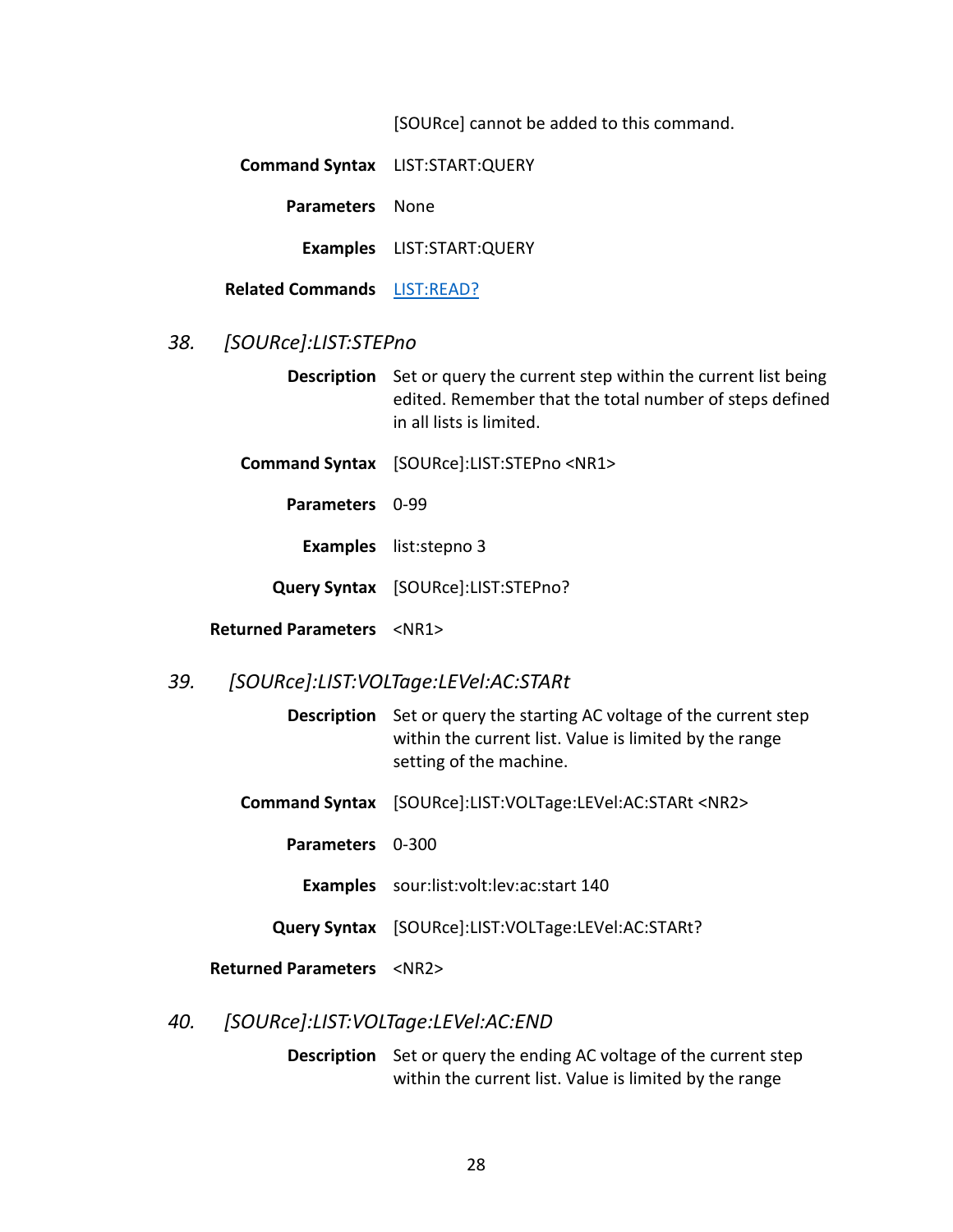[SOURce] cannot be added to this command.

**Command Syntax** LIST:START:QUERY

**Parameters** None

**Examples** LIST:START:QUERY

**Related Commands** LIST:READ?

### 38. [SOURce]:LIST:STEPno

**Description** Set or query the current step within the current list being edited. Remember that the total number of steps defined in all lists is limited.

**Command Syntax** [SOURce]:LIST:STEPno <NR1>

**Parameters** 0-99

**Examples** list:stepno 3

**Query Syntax** [SOURce]:LIST:STEPno?

**Returned Parameters** <NR1>

### 39. [SOURce]:LIST:VOLTage:LEVel:AC:STARt

**Description** Set or query the starting AC voltage of the current step within the current list. Value is limited by the range setting of the machine.

**Command Syntax** [SOURce]:LIST:VOLTage:LEVel:AC:STARt <NR2>

**Parameters** 0-300

**Examples** sour:list:volt:lev:ac:start 140

**Query Syntax** [SOURce]:LIST:VOLTage:LEVel:AC:STARt?

**Returned Parameters** <NR2>

### 40. [SOURce]:LIST:VOLTage:LEVel:AC:END

**Description** Set or query the ending AC voltage of the current step within the current list. Value is limited by the range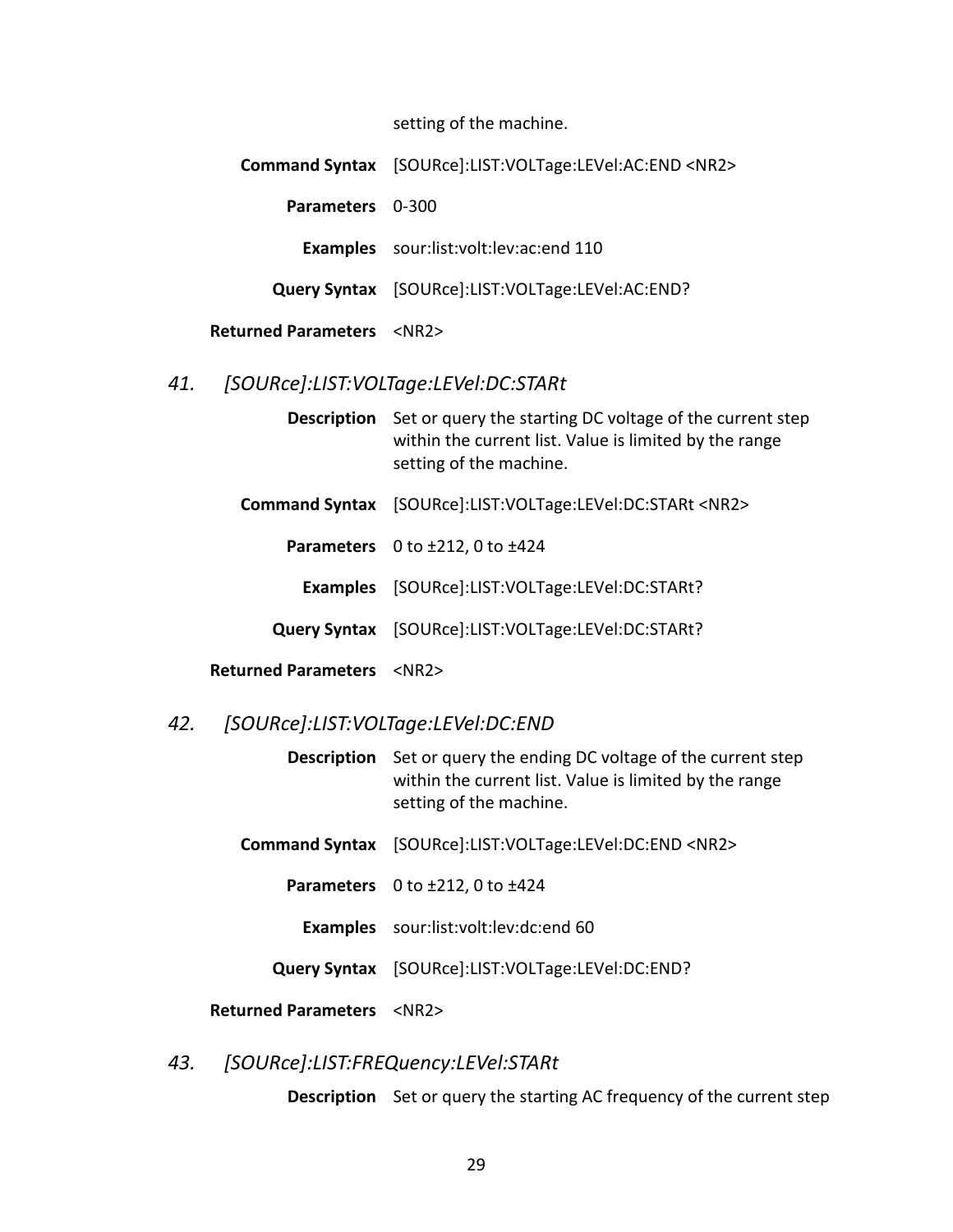setting of the machine.

**Command Syntax** [SOURce]:LIST:VOLTage:LEVel:AC:END <NR2>

**Parameters** 0-300

**Examples** sour:list:volt:lev:ac:end 110

**Query Syntax** [SOURce]:LIST:VOLTage:LEVel:AC:END?

**Returned Parameters** <NR2>

### 41. *[SOURce]:LIST:VOLTage:LEVel:DC:STARt*

**Description** Set or query the starting DC voltage of the current step within the current list. Value is limited by the range setting of the machine.

**Command Syntax** [SOURce]:LIST:VOLTage:LEVel:DC:STARt <NR2>

**Parameters** 0 to ±212, 0 to ±424

**Examples** [SOURce]:LIST:VOLTage:LEVel:DC:STARt?

**Query Syntax** [SOURce]:LIST:VOLTage:LEVel:DC:STARt?

**Returned Parameters** <NR2>

### 42. *[SOURce]:LIST:VOLTage:LEVel:DC:END*

**Description** Set or query the ending DC voltage of the current step within the current list. Value is limited by the range setting of the machine.

**Command Syntax** [SOURce]:LIST:VOLTage:LEVel:DC:END <NR2>

**Parameters** 0 to ±212, 0 to ±424

**Examples** sour:list:volt:lev:dc:end 60

**Query Syntax** [SOURce]:LIST:VOLTage:LEVel:DC:END?

**Returned Parameters** <NR2>

### 43. *[SOURce]:LIST:FREQuency:LEVel:STARt*

**Description** Set or query the starting AC frequency of the current step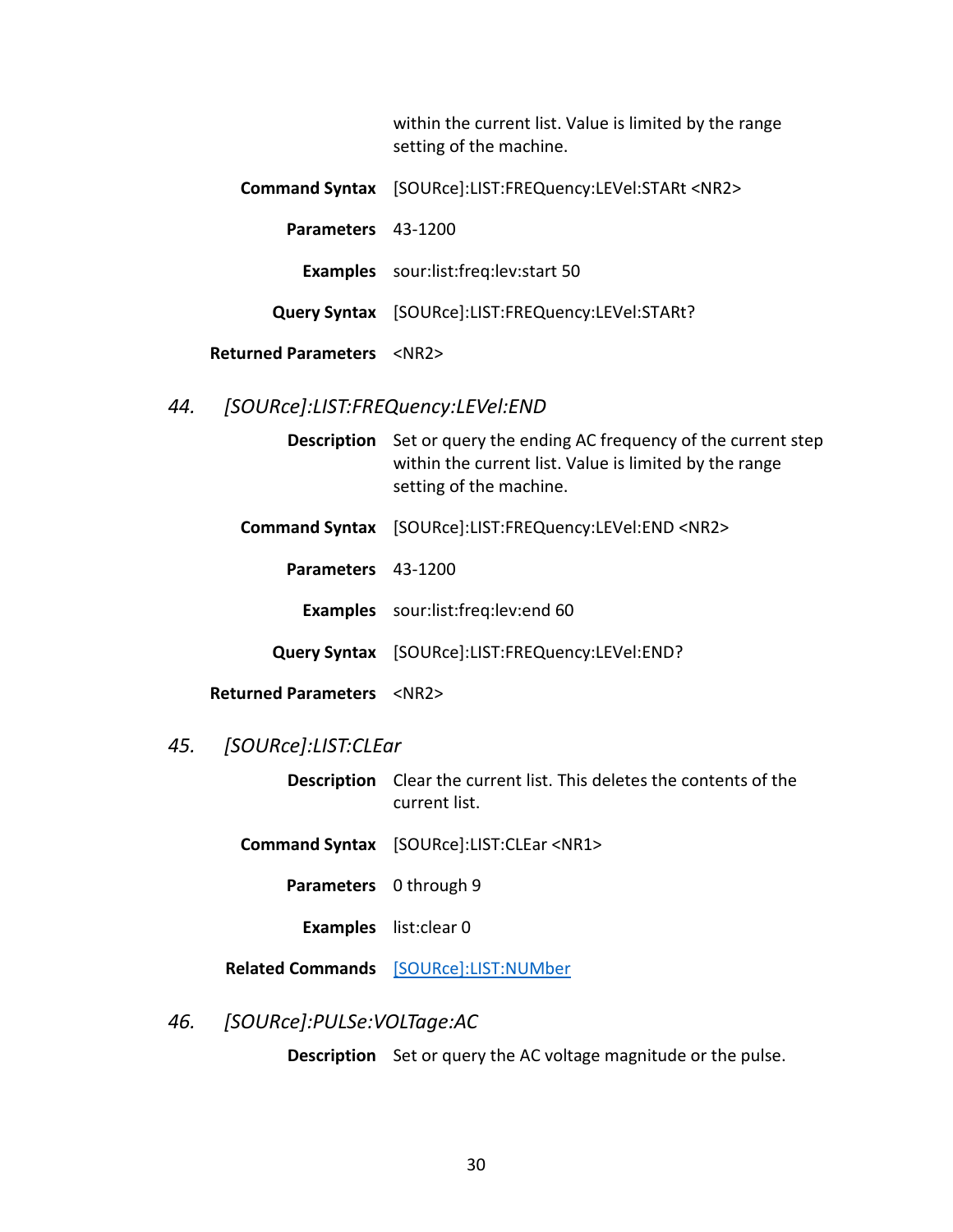within the current list. Value is limited by the range setting of the machine.

**Command Syntax** [SOURce]:LIST:FREQuency:LEVel:STARt <NR2>

**Parameters** 43-1200

**Examples** sour:list:freq:lev:start 50

**Query Syntax** [SOURce]:LIST:FREQuency:LEVel:STARt?

**Returned Parameters** <NR2>

### *44. [SOURce]:LIST:FREQuency:LEVel:END*

**Description** Set or query the ending AC frequency of the current step within the current list. Value is limited by the range setting of the machine.

**Command Syntax** [SOURce]:LIST:FREQuency:LEVel:END <NR2>

**Parameters** 43-1200

**Examples** sour:list:freq:lev:end 60

**Query Syntax** [SOURce]:LIST:FREQuency:LEVel:END?

**Returned Parameters** <NR2>

### *45. [SOURce]:LIST:CLEar*

**Description** Clear the current list. This deletes the contents of the current list.

**Command Syntax** [SOURce]:LIST:CLEar <NR1>

**Parameters** 0 through 9

**Examples** list:clear 0

**Related Commands** [SOURce]:LIST:NUMber

### *46. [SOURce]:PULSe:VOLTage:AC*

**Description** Set or query the AC voltage magnitude or the pulse.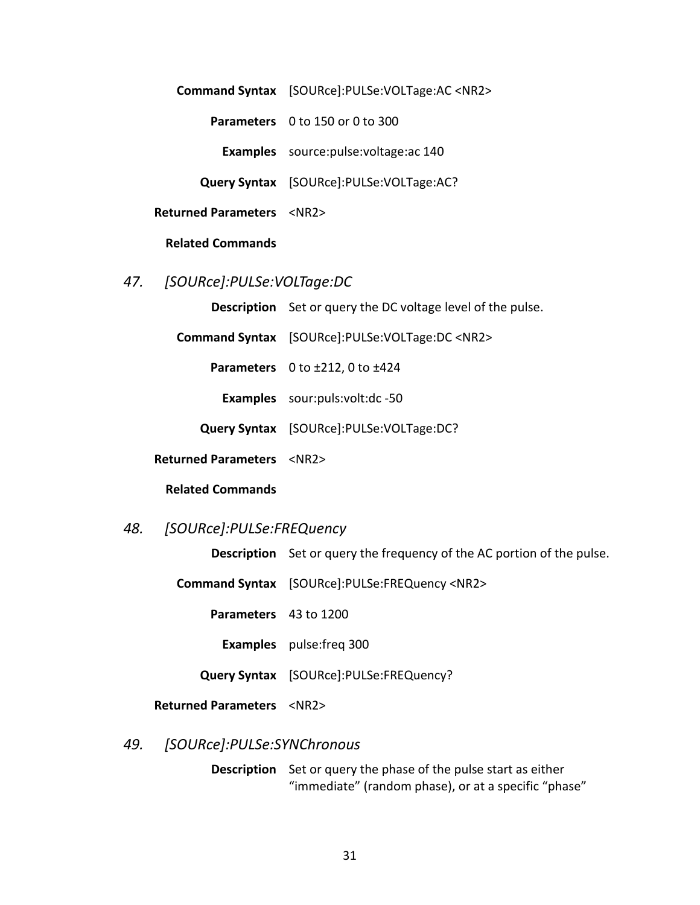**Command Syntax** [SOURce]:PULSe:VOLTage:AC <NR2>

**Parameters** 0 to 150 or 0 to 300

**Examples** source:pulse:voltage:ac 140

**Query Syntax** [SOURce]:PULSe:VOLTage:AC?

**Returned Parameters** <NR2>

**Related Commands**

### 47. *[SOURce]:PULSe:VOLTage:DC*

**Description** Set or query the DC voltage level of the pulse.

**Command Syntax** [SOURce]:PULSe:VOLTage:DC <NR2>

**Parameters** 0 to ±212, 0 to ±424

**Examples** sour:puls:volt:dc -50

**Query Syntax** [SOURce]:PULSe:VOLTage:DC?

**Returned Parameters** <NR2>

**Related Commands**

### 48. *[SOURce]:PULSe:FREQuency*

**Description** Set or query the frequency of the AC portion of the pulse.

**Command Syntax** [SOURce]:PULSe:FREQuency <NR2>

**Parameters** 43 to 1200

**Examples** pulse:freq 300

**Query Syntax** [SOURce]:PULSe:FREQuency?

**Returned Parameters** <NR2>

### 49. *[SOURce]:PULSe:SYNChronous*

**Description** Set or query the phase of the pulse start as either "immediate" (random phase), or at a specific "phase"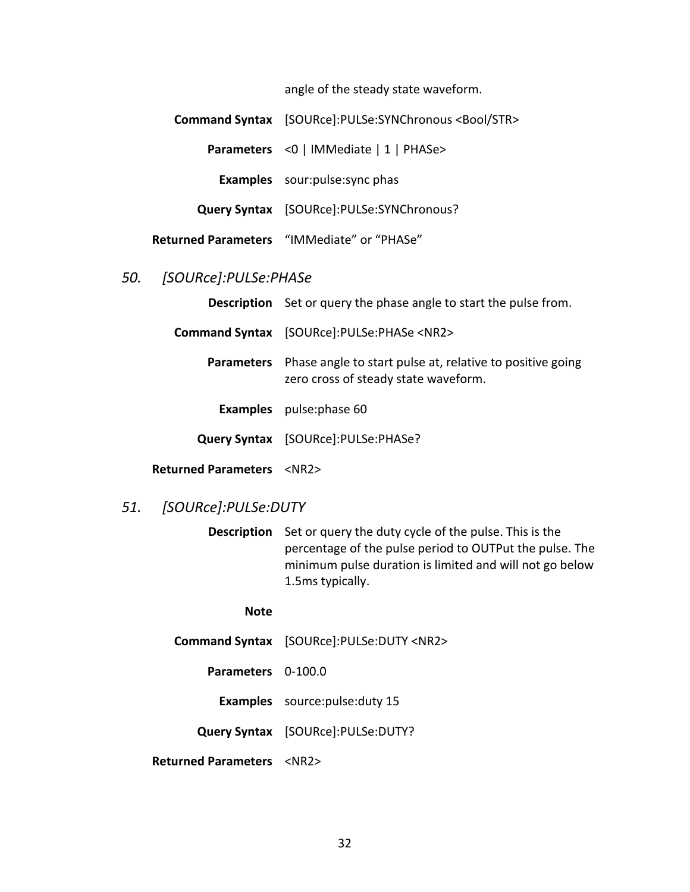angle of the steady state waveform.

| | |
|---|---|
| **Command Syntax** | [SOURce]:PULSe:SYNChronous <Bool/STR> |
| **Parameters** | <0 \| IMMediate \| 1 \| PHASe> |
| **Examples** | sour:pulse:sync phas |
| **Query Syntax** | [SOURce]:PULSe:SYNChronous? |
| **Returned Parameters** | "IMMediate" or "PHASe" |

### 50. *[SOURce]:PULSe:PHASe*

| | |
|---|---|
| **Description** | Set or query the phase angle to start the pulse from. |
| **Command Syntax** | [SOURce]:PULSe:PHASe <NR2> |
| **Parameters** | Phase angle to start pulse at, relative to positive going zero cross of steady state waveform. |
| **Examples** | pulse:phase 60 |
| **Query Syntax** | [SOURce]:PULSe:PHASe? |
| **Returned Parameters** | <NR2> |

### 51. *[SOURce]:PULSe:DUTY*

| | |
|---|---|
| **Description** | Set or query the duty cycle of the pulse. This is the percentage of the pulse period to OUTPut the pulse. The minimum pulse duration is limited and will not go below 1.5ms typically. |
| **Note** | |
| **Command Syntax** | [SOURce]:PULSe:DUTY <NR2> |
| **Parameters** | 0-100.0 |
| **Examples** | source:pulse:duty 15 |
| **Query Syntax** | [SOURce]:PULSe:DUTY? |
| **Returned Parameters** | <NR2> |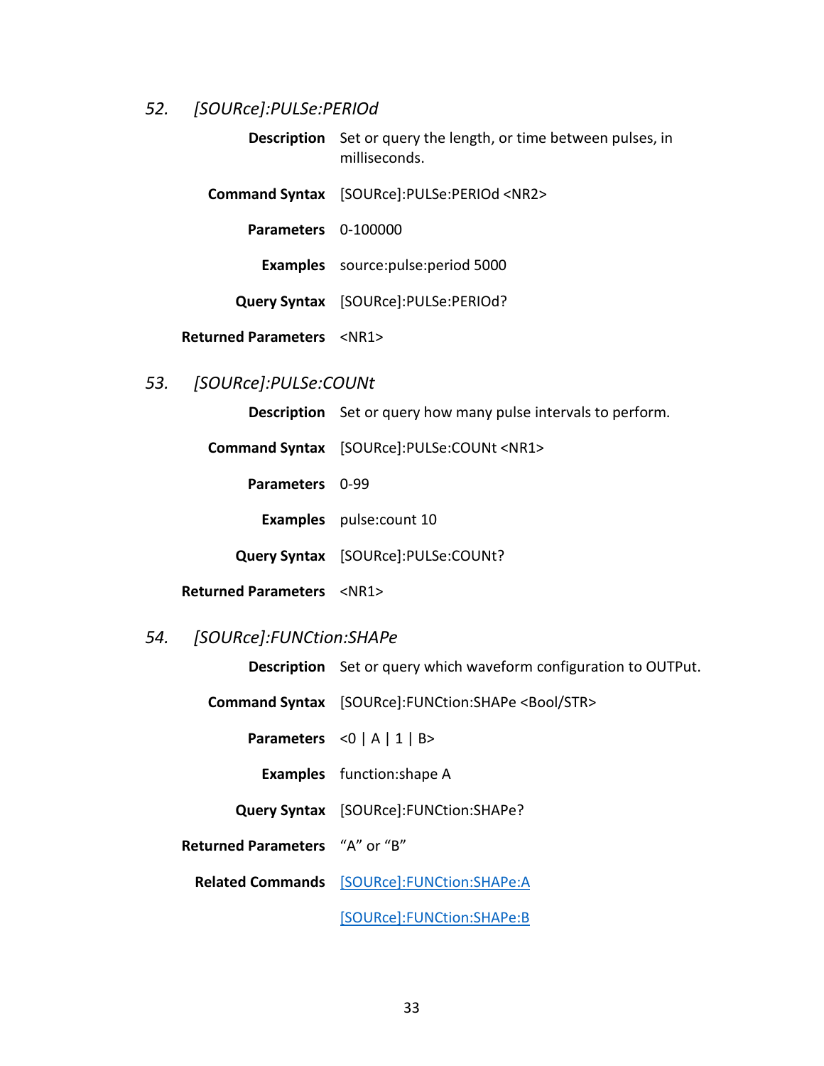### *52. [SOURce]:PULSe:PERIOd*

**Description** Set or query the length, or time between pulses, in milliseconds.

**Command Syntax** [SOURce]:PULSe:PERIOd <NR2>

**Parameters** 0-100000

**Examples** source:pulse:period 5000

**Query Syntax** [SOURce]:PULSe:PERIOd?

**Returned Parameters** <NR1>

### *53. [SOURce]:PULSe:COUNt*

**Description** Set or query how many pulse intervals to perform.

**Command Syntax** [SOURce]:PULSe:COUNt <NR1>

**Parameters** 0-99

**Examples** pulse:count 10

**Query Syntax** [SOURce]:PULSe:COUNt?

**Returned Parameters** <NR1>

### *54. [SOURce]:FUNCtion:SHAPe*

**Description** Set or query which waveform configuration to OUTPut.

**Command Syntax** [SOURce]:FUNCtion:SHAPe <Bool/STR>

**Parameters** <0 | A | 1 | B>

**Examples** function:shape A

**Query Syntax** [SOURce]:FUNCtion:SHAPe?

**Returned Parameters** "A" or "B"

**Related Commands** [SOURce]:FUNCtion:SHAPe:A

[SOURce]:FUNCtion:SHAPe:B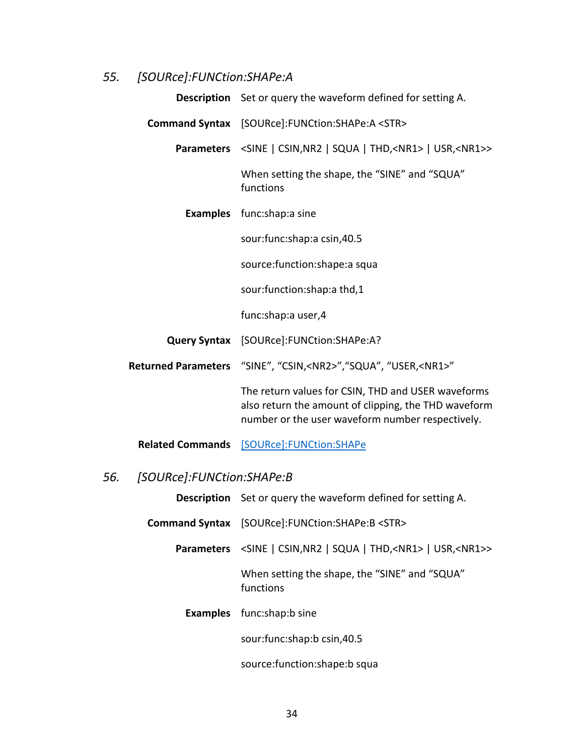### *55. [SOURce]:FUNCtion:SHAPe:A*

**Description** Set or query the waveform defined for setting A.

**Command Syntax** [SOURce]:FUNCtion:SHAPe:A <STR>

**Parameters** <SINE | CSIN,NR2 | SQUA | THD,<NR1> | USR,<NR1>>

When setting the shape, the "SINE" and "SQUA" functions

**Examples** func:shap:a sine

sour:func:shap:a csin,40.5

source:function:shape:a squa

sour:function:shap:a thd,1

func:shap:a user,4

**Query Syntax** [SOURce]:FUNCtion:SHAPe:A?

**Returned Parameters** "SINE", "CSIN,<NR2>","SQUA", "USER,<NR1>"

The return values for CSIN, THD and USER waveforms also return the amount of clipping, the THD waveform number or the user waveform number respectively.

**Related Commands** [SOURce]:FUNCtion:SHAPe

### *56. [SOURce]:FUNCtion:SHAPe:B*

**Description** Set or query the waveform defined for setting A.

**Command Syntax** [SOURce]:FUNCtion:SHAPe:B <STR>

**Parameters** <SINE | CSIN,NR2 | SQUA | THD,<NR1> | USR,<NR1>>

When setting the shape, the "SINE" and "SQUA" functions

**Examples** func:shap:b sine

sour:func:shap:b csin,40.5

source:function:shape:b squa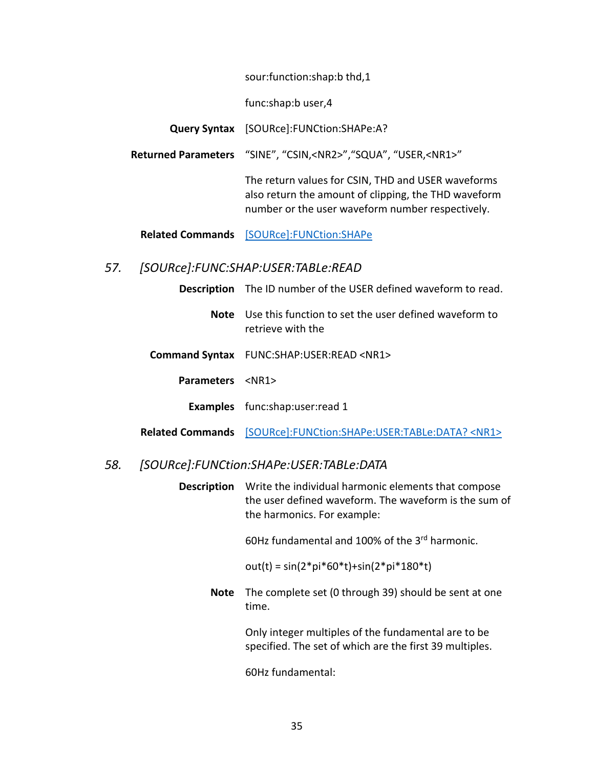sour:function:shap:b thd,1

func:shap:b user,4

**Query Syntax** [SOURce]:FUNCtion:SHAPe:A?

**Returned Parameters** “SINE”, “CSIN,<NR2>”,“SQUA”, “USER,<NR1>”

The return values for CSIN, THD and USER waveforms also return the amount of clipping, the THD waveform number or the user waveform number respectively.

**Related Commands** [SOURce]:FUNCtion:SHAPe

## 57. *[SOURce]:FUNC:SHAP:USER:TABLe:READ*

**Description** The ID number of the USER defined waveform to read.

**Note** Use this function to set the user defined waveform to retrieve with the

**Command Syntax** FUNC:SHAP:USER:READ <NR1>

**Parameters** <NR1>

**Examples** func:shap:user:read 1

**Related Commands** [SOURce]:FUNCtion:SHAPe:USER:TABLe:DATA? <NR1>

## 58. *[SOURce]:FUNCtion:SHAPe:USER:TABLe:DATA*

**Description** Write the individual harmonic elements that compose the user defined waveform. The waveform is the sum of the harmonics. For example:

60Hz fundamental and 100% of the 3rd harmonic.

out(t) = sin(2*pi*60*t)+sin(2*pi*180*t)

**Note** The complete set (0 through 39) should be sent at one time.

Only integer multiples of the fundamental are to be specified. The set of which are the first 39 multiples.

60Hz fundamental: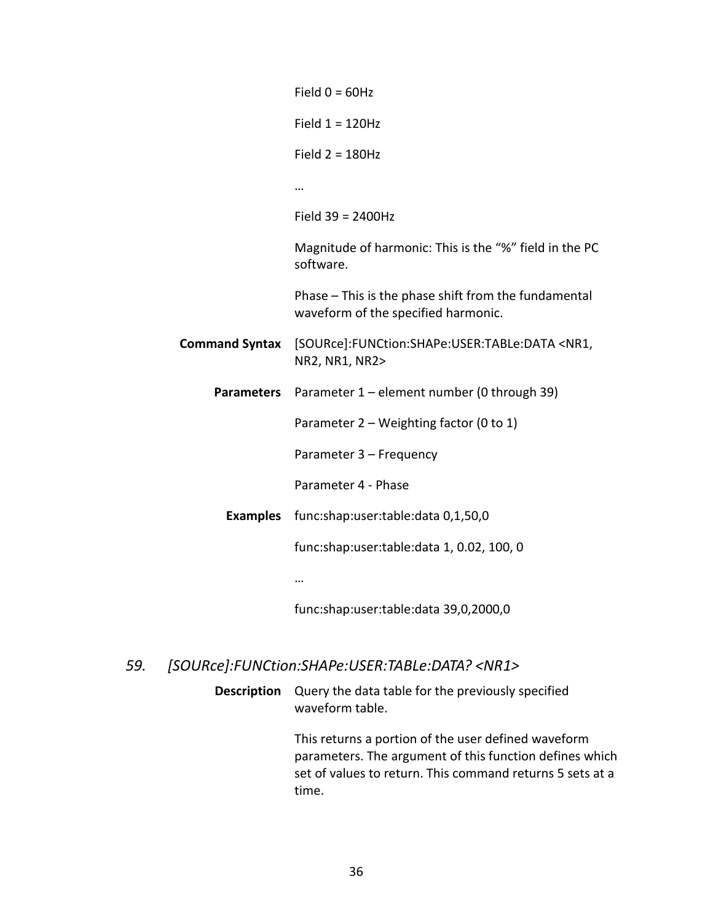Field 0 = 60Hz

Field 1 = 120Hz

Field 2 = 180Hz

…

Field 39 = 2400Hz

Magnitude of harmonic: This is the "%" field in the PC software.

Phase – This is the phase shift from the fundamental waveform of the specified harmonic.

**Command Syntax** [SOURce]:FUNCtion:SHAPe:USER:TABLe:DATA <NR1, NR2, NR1, NR2>

**Parameters** Parameter 1 – element number (0 through 39)

Parameter 2 – Weighting factor (0 to 1)

Parameter 3 – Frequency

Parameter 4 - Phase

**Examples**

```
func:shap:user:table:data 0,1,50,0
func:shap:user:table:data 1, 0.02, 100, 0
…
func:shap:user:table:data 39,0,2000,0
```

## *59. [SOURce]:FUNCtion:SHAPe:USER:TABLe:DATA? <NR1>*

**Description** Query the data table for the previously specified waveform table.

This returns a portion of the user defined waveform parameters. The argument of this function defines which set of values to return. This command returns 5 sets at a time.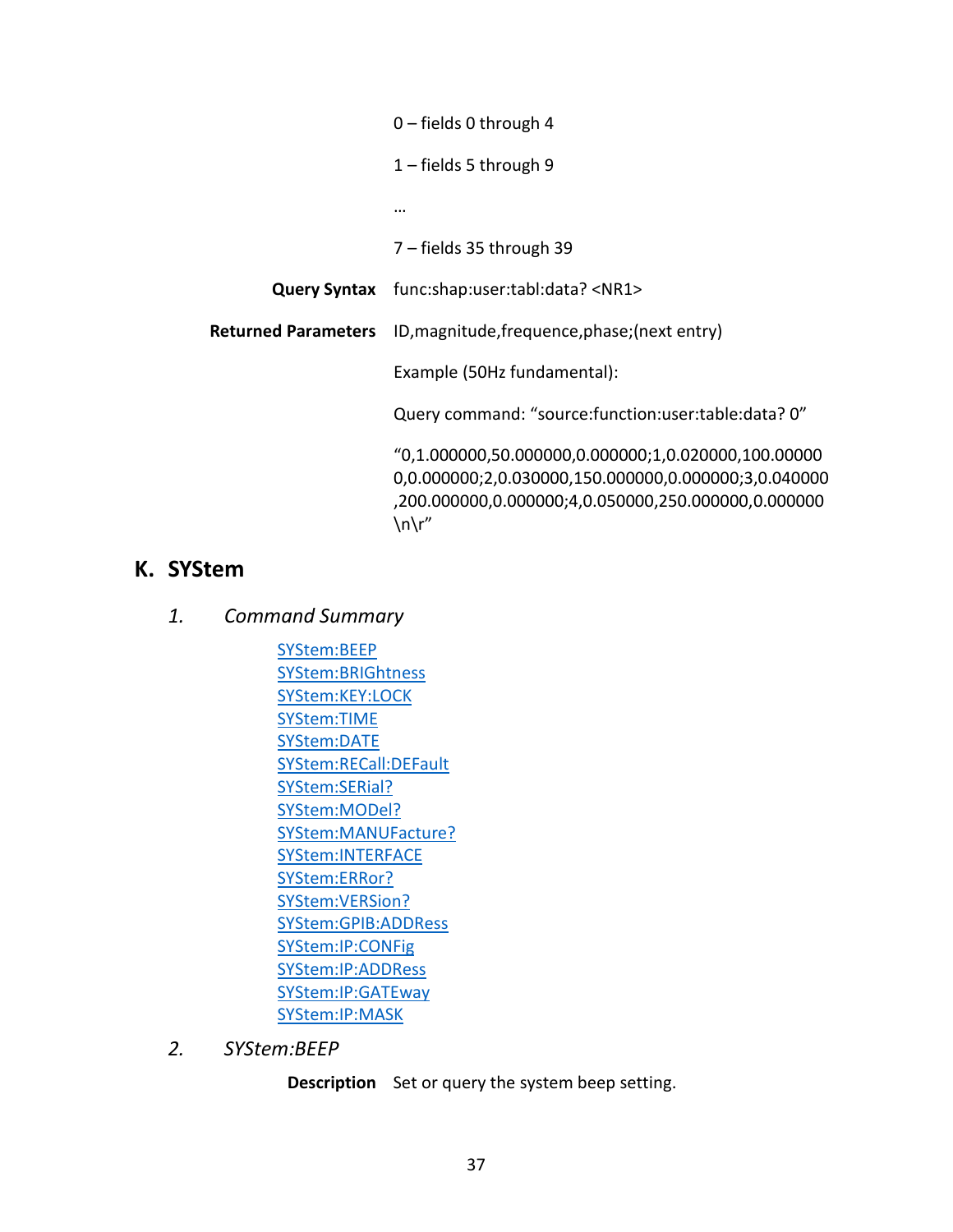0 – fields 0 through 4

1 – fields 5 through 9

…

7 – fields 35 through 39

**Query Syntax** func:shap:user:tabl:data? <NR1>

**Returned Parameters** ID,magnitude,frequence,phase;(next entry)

Example (50Hz fundamental):

Query command: "source:function:user:table:data? 0"

"0,1.000000,50.000000,0.000000;1,0.020000,100.000000,0.000000;2,0.030000,150.000000,0.000000;3,0.040000,200.000000,0.000000;4,0.050000,250.000000,0.000000\n\r"

## K. SYStem

### 1. *Command Summary*

SYStem:BEEP
SYStem:BRIGhtness
SYStem:KEY:LOCK
SYStem:TIME
SYStem:DATE
SYStem:RECall:DEFault
SYStem:SERial?
SYStem:MODel?
SYStem:MANUFacture?
SYStem:INTERFACE
SYStem:ERRor?
SYStem:VERSion?
SYStem:GPIB:ADDRess
SYStem:IP:CONFig
SYStem:IP:ADDRess
SYStem:IP:GATEway
SYStem:IP:MASK

### 2. *SYStem:BEEP*

**Description** Set or query the system beep setting.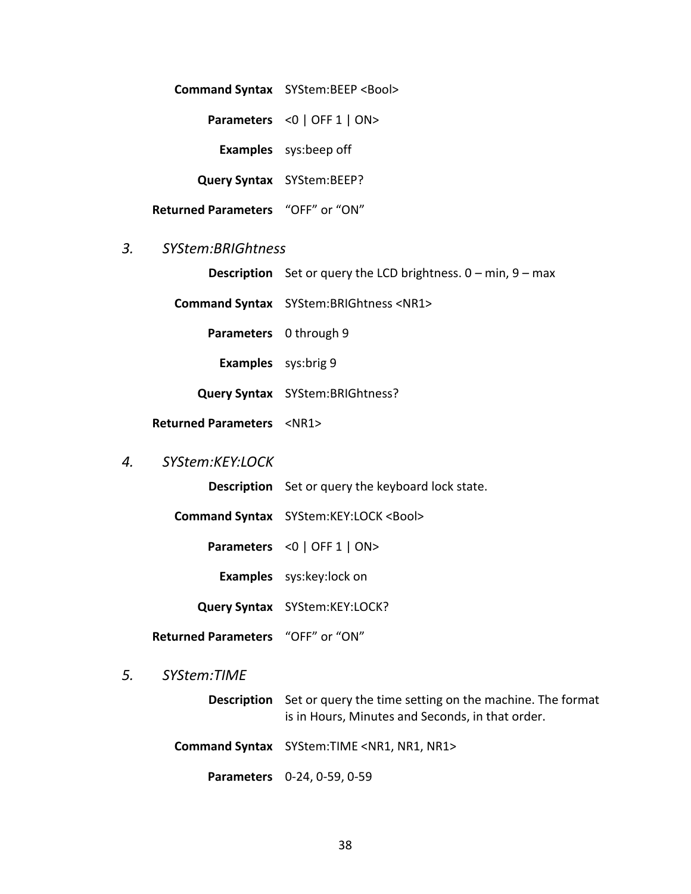| | |
|---|---|
| **Command Syntax** | SYStem:BEEP <Bool> |
| **Parameters** | <0 \| OFF 1 \| ON> |
| **Examples** | sys:beep off |
| **Query Syntax** | SYStem:BEEP? |
| **Returned Parameters** | "OFF" or "ON" |

### *3. SYStem:BRIGhtness*

| | |
|---|---|
| **Description** | Set or query the LCD brightness. 0 – min, 9 – max |
| **Command Syntax** | SYStem:BRIGhtness <NR1> |
| **Parameters** | 0 through 9 |
| **Examples** | sys:brig 9 |
| **Query Syntax** | SYStem:BRIGhtness? |
| **Returned Parameters** | <NR1> |

### *4. SYStem:KEY:LOCK*

| | |
|---|---|
| **Description** | Set or query the keyboard lock state. |
| **Command Syntax** | SYStem:KEY:LOCK <Bool> |
| **Parameters** | <0 \| OFF 1 \| ON> |
| **Examples** | sys:key:lock on |
| **Query Syntax** | SYStem:KEY:LOCK? |
| **Returned Parameters** | "OFF" or "ON" |

### *5. SYStem:TIME*

| | |
|---|---|
| **Description** | Set or query the time setting on the machine. The format is in Hours, Minutes and Seconds, in that order. |
| **Command Syntax** | SYStem:TIME <NR1, NR1, NR1> |
| **Parameters** | 0-24, 0-59, 0-59 |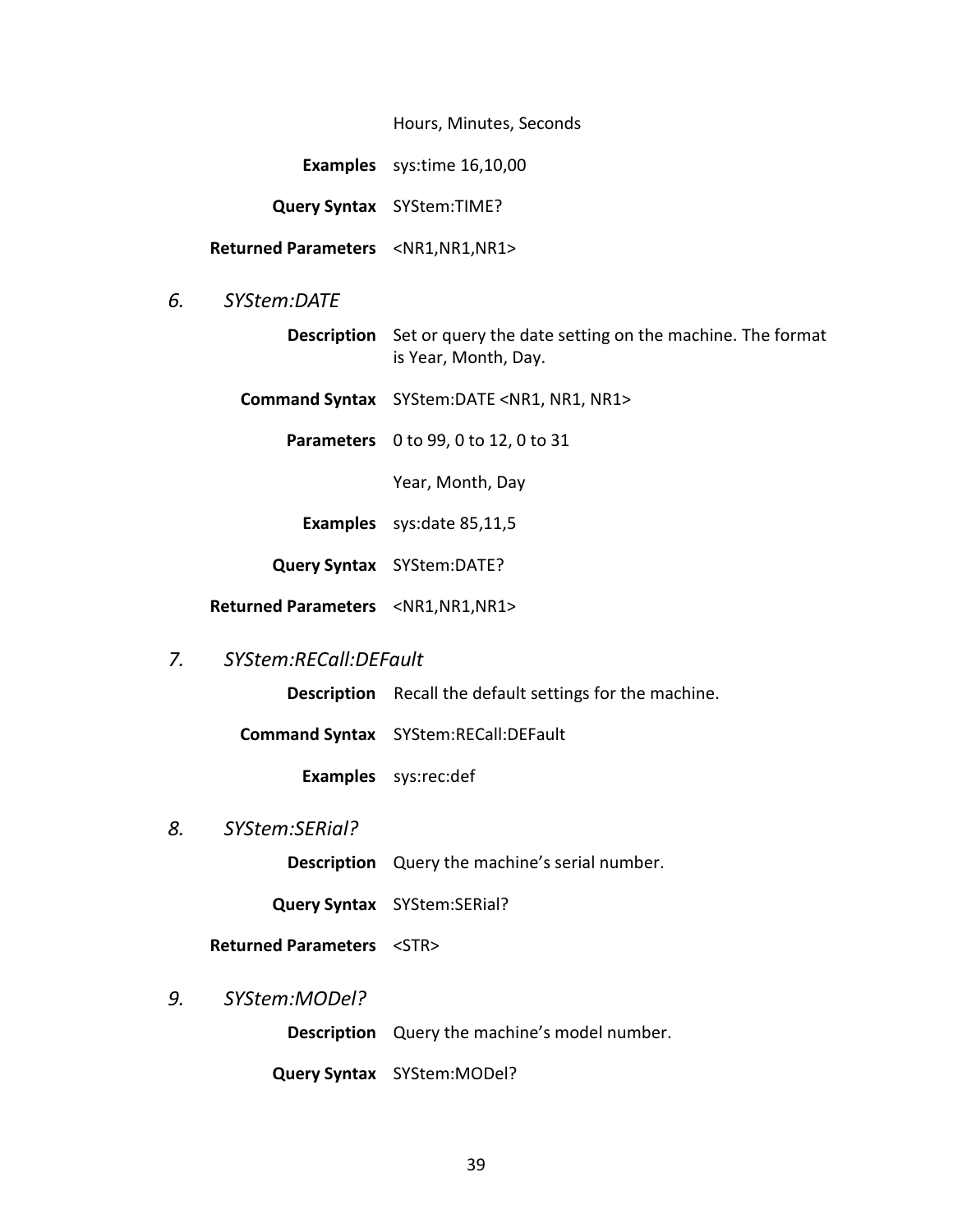Hours, Minutes, Seconds

**Examples** sys:time 16,10,00

**Query Syntax** SYStem:TIME?

**Returned Parameters** <NR1,NR1,NR1>

### *6. SYStem:DATE*

**Description** Set or query the date setting on the machine. The format is Year, Month, Day.

**Command Syntax** SYStem:DATE <NR1, NR1, NR1>

**Parameters** 0 to 99, 0 to 12, 0 to 31

Year, Month, Day

**Examples** sys:date 85,11,5

**Query Syntax** SYStem:DATE?

**Returned Parameters** <NR1,NR1,NR1>

### *7. SYStem:RECall:DEFault*

**Description** Recall the default settings for the machine.

**Command Syntax** SYStem:RECall:DEFault

**Examples** sys:rec:def

### *8. SYStem:SERial?*

**Description** Query the machine's serial number.

**Query Syntax** SYStem:SERial?

**Returned Parameters** <STR>

### *9. SYStem:MODel?*

**Description** Query the machine's model number.

**Query Syntax** SYStem:MODel?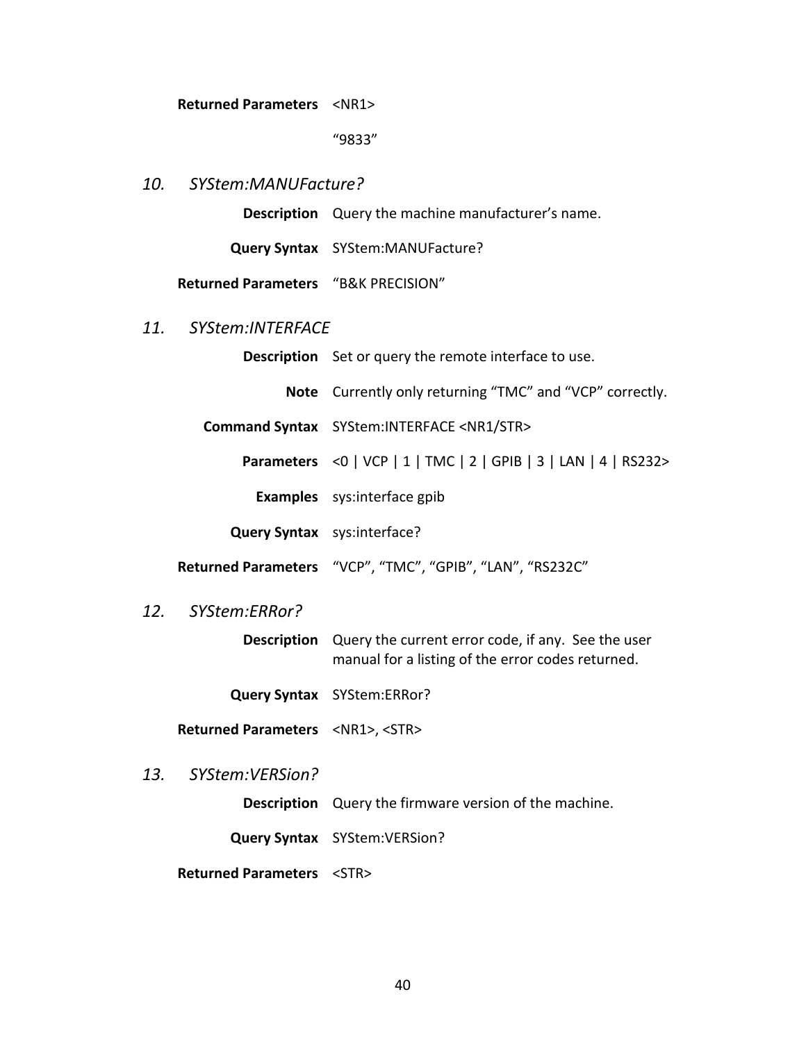**Returned Parameters** <NR1>

"9833"

*10. SYStem:MANUFacture?*

**Description** Query the machine manufacturer's name.

**Query Syntax** SYStem:MANUFacture?

**Returned Parameters** "B&K PRECISION"

*11. SYStem:INTERFACE*

**Description** Set or query the remote interface to use.

**Note** Currently only returning "TMC" and "VCP" correctly.

**Command Syntax** SYStem:INTERFACE <NR1/STR>

**Parameters** <0 | VCP | 1 | TMC | 2 | GPIB | 3 | LAN | 4 | RS232>

**Examples** sys:interface gpib

**Query Syntax** sys:interface?

**Returned Parameters** "VCP", "TMC", "GPIB", "LAN", "RS232C"

*12. SYStem:ERRor?*

**Description** Query the current error code, if any. See the user manual for a listing of the error codes returned.

**Query Syntax** SYStem:ERRor?

**Returned Parameters** <NR1>, <STR>

*13. SYStem:VERSion?*

**Description** Query the firmware version of the machine.

**Query Syntax** SYStem:VERSion?

**Returned Parameters** <STR>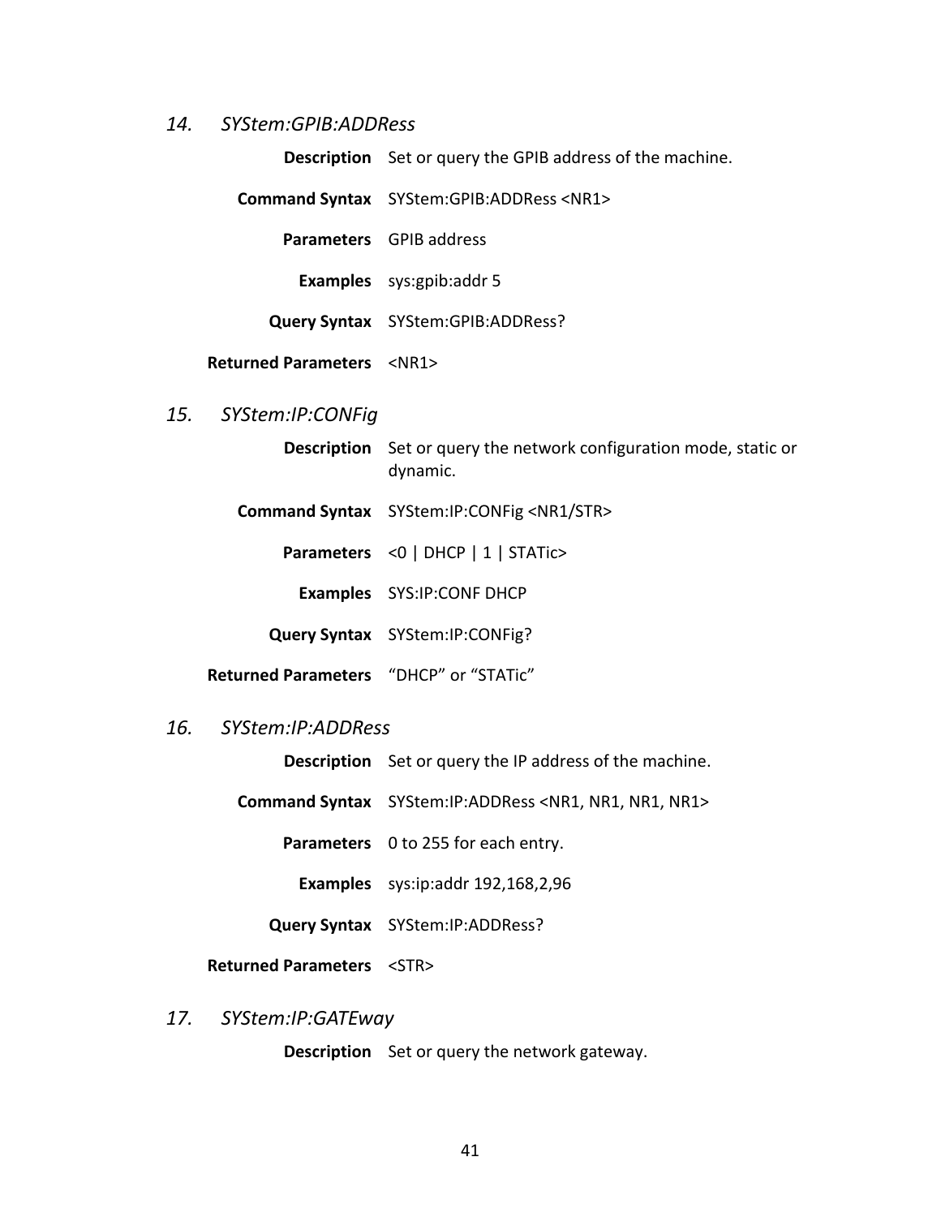### *14. SYStem:GPIB:ADDRess*

| | |
|---|---|
| **Description** | Set or query the GPIB address of the machine. |
| **Command Syntax** | SYStem:GPIB:ADDRess <NR1> |
| **Parameters** | GPIB address |
| **Examples** | sys:gpib:addr 5 |
| **Query Syntax** | SYStem:GPIB:ADDRess? |
| **Returned Parameters** | <NR1> |

### *15. SYStem:IP:CONFig*

| | |
|---|---|
| **Description** | Set or query the network configuration mode, static or dynamic. |
| **Command Syntax** | SYStem:IP:CONFig <NR1/STR> |
| **Parameters** | <0 \| DHCP \| 1 \| STATic> |
| **Examples** | SYS:IP:CONF DHCP |
| **Query Syntax** | SYStem:IP:CONFig? |
| **Returned Parameters** | "DHCP" or "STATic" |

### *16. SYStem:IP:ADDRess*

| | |
|---|---|
| **Description** | Set or query the IP address of the machine. |
| **Command Syntax** | SYStem:IP:ADDRess <NR1, NR1, NR1, NR1> |
| **Parameters** | 0 to 255 for each entry. |
| **Examples** | sys:ip:addr 192,168,2,96 |
| **Query Syntax** | SYStem:IP:ADDRess? |
| **Returned Parameters** | <STR> |

### *17. SYStem:IP:GATEway*

| | |
|---|---|
| **Description** | Set or query the network gateway. |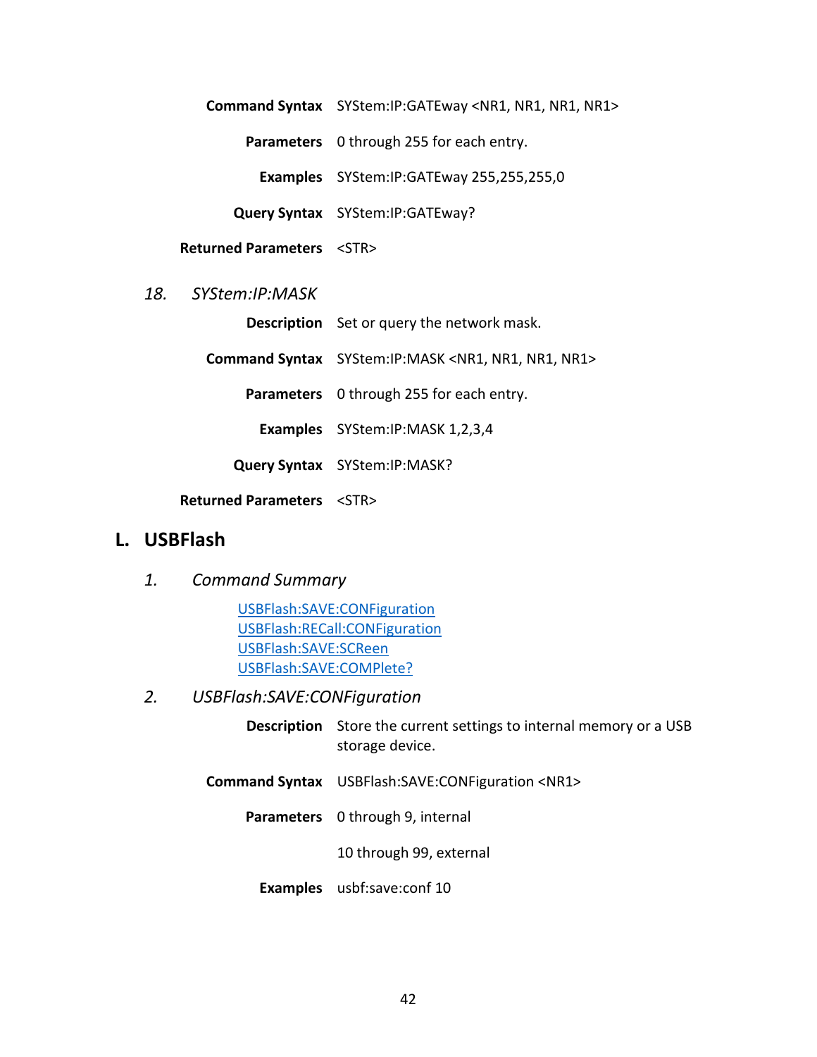**Command Syntax** SYStem:IP:GATEway <NR1, NR1, NR1, NR1>

**Parameters** 0 through 255 for each entry.

**Examples** SYStem:IP:GATEway 255,255,255,0

**Query Syntax** SYStem:IP:GATEway?

**Returned Parameters** <STR>

### *18. SYStem:IP:MASK*

**Description** Set or query the network mask.

**Command Syntax** SYStem:IP:MASK <NR1, NR1, NR1, NR1>

**Parameters** 0 through 255 for each entry.

**Examples** SYStem:IP:MASK 1,2,3,4

**Query Syntax** SYStem:IP:MASK?

**Returned Parameters** <STR>

## L. USBFlash

### *1. Command Summary*

USBFlash:SAVE:CONFiguration
USBFlash:RECall:CONFiguration
USBFlash:SAVE:SCReen
USBFlash:SAVE:COMPlete?

### *2. USBFlash:SAVE:CONFiguration*

**Description** Store the current settings to internal memory or a USB storage device.

**Command Syntax** USBFlash:SAVE:CONFiguration <NR1>

**Parameters** 0 through 9, internal

10 through 99, external

**Examples** usbf:save:conf 10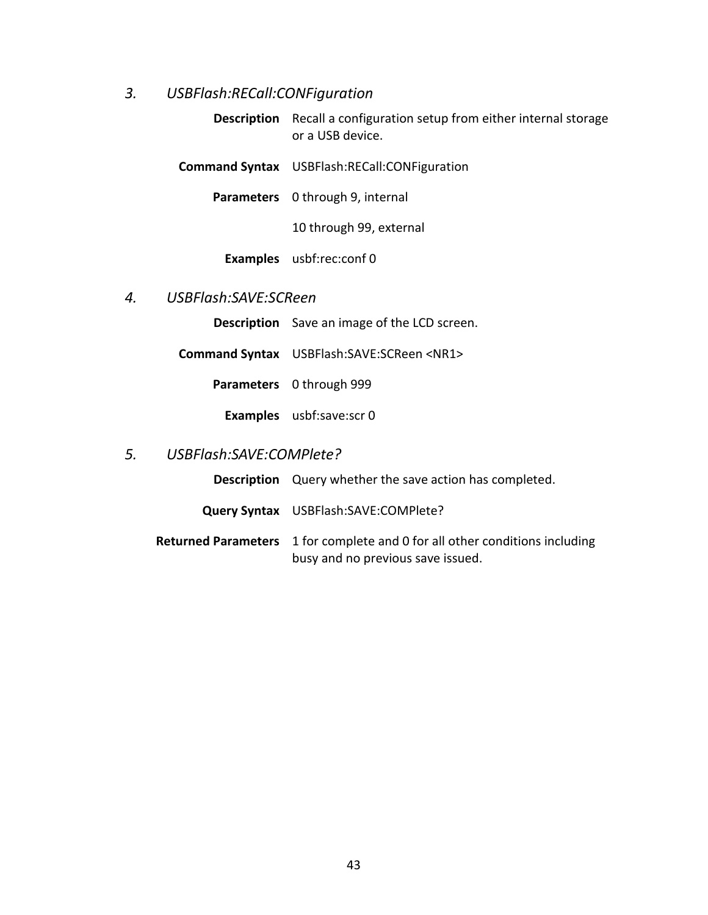### *3. USBFlash:RECall:CONFiguration*

| | |
|---|---|
| **Description** | Recall a configuration setup from either internal storage or a USB device. |
| **Command Syntax** | USBFlash:RECall:CONFiguration |
| **Parameters** | 0 through 9, internal<br>10 through 99, external |
| **Examples** | usbf:rec:conf 0 |

### *4. USBFlash:SAVE:SCReen*

| | |
|---|---|
| **Description** | Save an image of the LCD screen. |
| **Command Syntax** | USBFlash:SAVE:SCReen <NR1> |
| **Parameters** | 0 through 999 |
| **Examples** | usbf:save:scr 0 |

### *5. USBFlash:SAVE:COMPlete?*

| | |
|---|---|
| **Description** | Query whether the save action has completed. |
| **Query Syntax** | USBFlash:SAVE:COMPlete? |
| **Returned Parameters** | 1 for complete and 0 for all other conditions including busy and no previous save issued. |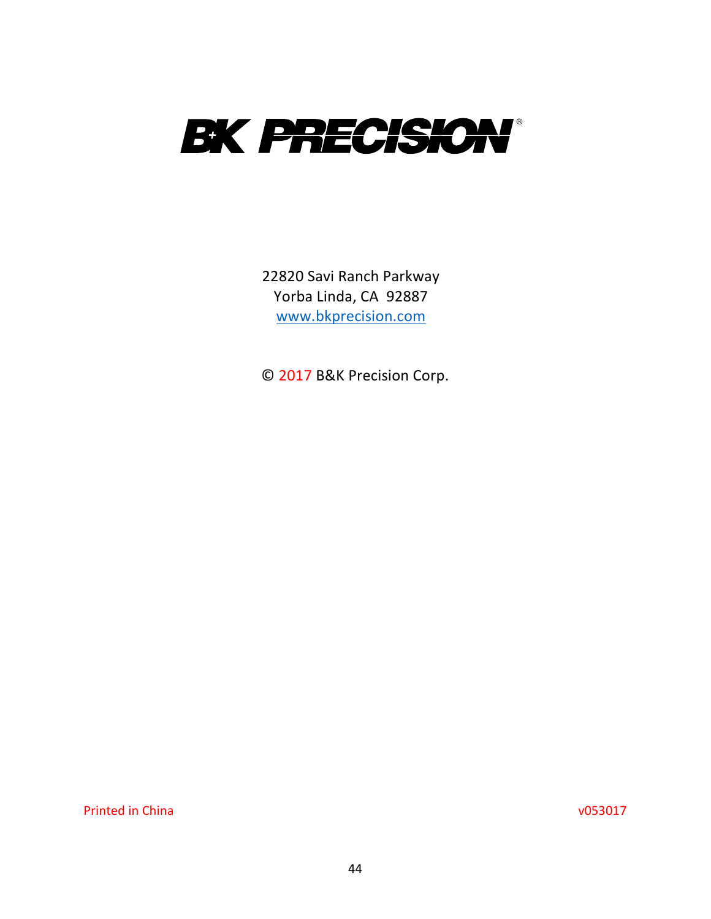**BK PRECISION®**

22820 Savi Ranch Parkway
Yorba Linda, CA 92887
www.bkprecision.com

© 2017 B&K Precision Corp.

Printed in China

v053017